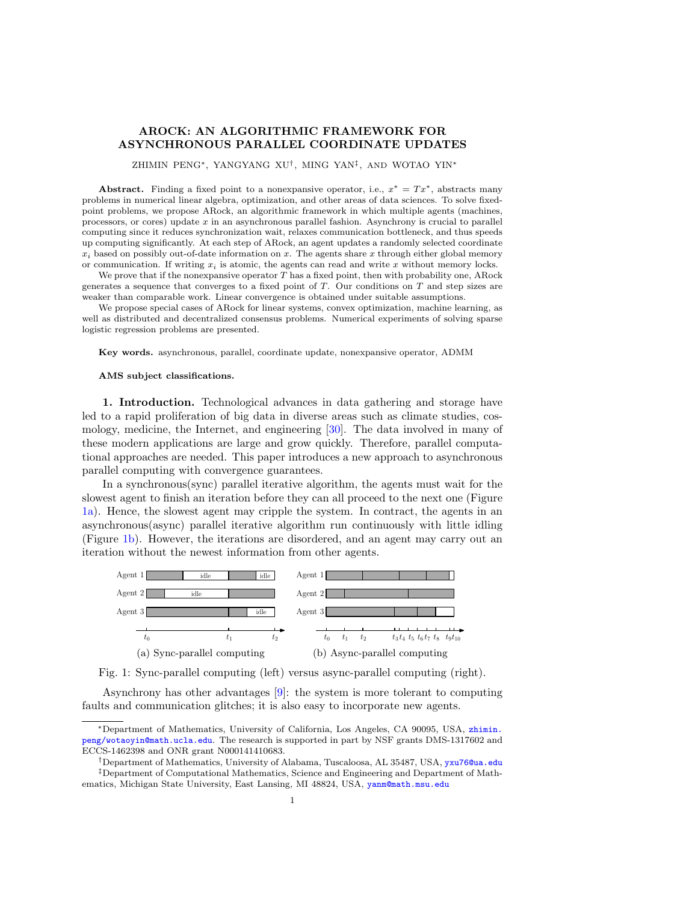# AROCK: AN ALGORITHMIC FRAMEWORK FOR ASYNCHRONOUS PARALLEL COORDINATE UPDATES

ZHIMIN PENG[*], YANGYANG XU[†], MING YAN[‡], AND WOTAO YIN[*]

**Abstract.** Finding a fixed point to a nonexpansive operator, i.e., $x^* = Tx^*$, abstracts many problems in numerical linear algebra, optimization, and other areas of data sciences. To solve fixed-point problems, we propose ARock, an algorithmic framework in which multiple agents (machines, processors, or cores) update $x$ in an asynchronous parallel fashion. Asynchrony is crucial to parallel computing since it reduces synchronization wait, relaxes communication bottleneck, and thus speeds up computing significantly. At each step of ARock, an agent updates a randomly selected coordinate $x_i$ based on possibly out-of-date information on $x$. The agents share $x$ through either global memory or communication. If writing $x_i$ is atomic, the agents can read and write $x$ without memory locks.

We prove that if the nonexpansive operator $T$ has a fixed point, then with probability one, ARock generates a sequence that converges to a fixed point of $T$. Our conditions on $T$ and step sizes are weaker than comparable work. Linear convergence is obtained under suitable assumptions.

We propose special cases of ARock for linear systems, convex optimization, machine learning, as well as distributed and decentralized consensus problems. Numerical experiments of solving sparse logistic regression problems are presented.

**Key words.** asynchronous, parallel, coordinate update, nonexpansive operator, ADMM

**AMS subject classifications.**

## 1. Introduction.

Technological advances in data gathering and storage have led to a rapid proliferation of big data in diverse areas such as climate studies, cosmology, medicine, the Internet, and engineering [30]. The data involved in many of these modern applications are large and grow quickly. Therefore, parallel computational approaches are needed. This paper introduces a new approach to asynchronous parallel computing with convergence guarantees.

In a synchronous(sync) parallel iterative algorithm, the agents must wait for the slowest agent to finish an iteration before they can all proceed to the next one (Figure 1a). Hence, the slowest agent may cripple the system. In contract, the agents in an asynchronous(async) parallel iterative algorithm run continuously with little idling (Figure 1b). However, the iterations are disordered, and an agent may carry out an iteration without the newest information from other agents.

(a) Sync-parallel computing (b) Async-parallel computing

Fig. 1: Sync-parallel computing (left) versus async-parallel computing (right).

Asynchrony has other advantages [9]: the system is more tolerant to computing faults and communication glitches; it is also easy to incorporate new agents.

---

[*]Department of Mathematics, University of California, Los Angeles, CA 90095, USA, zhimin.peng/wotaoyin@math.ucla.edu. The research is supported in part by NSF grants DMS-1317602 and ECCS-1462398 and ONR grant N000141410683.

[†]Department of Mathematics, University of Alabama, Tuscaloosa, AL 35487, USA, yxu76@ua.edu

[‡]Department of Computational Mathematics, Science and Engineering and Department of Mathematics, Michigan State University, East Lansing, MI 48824, USA, yanm@math.msu.edu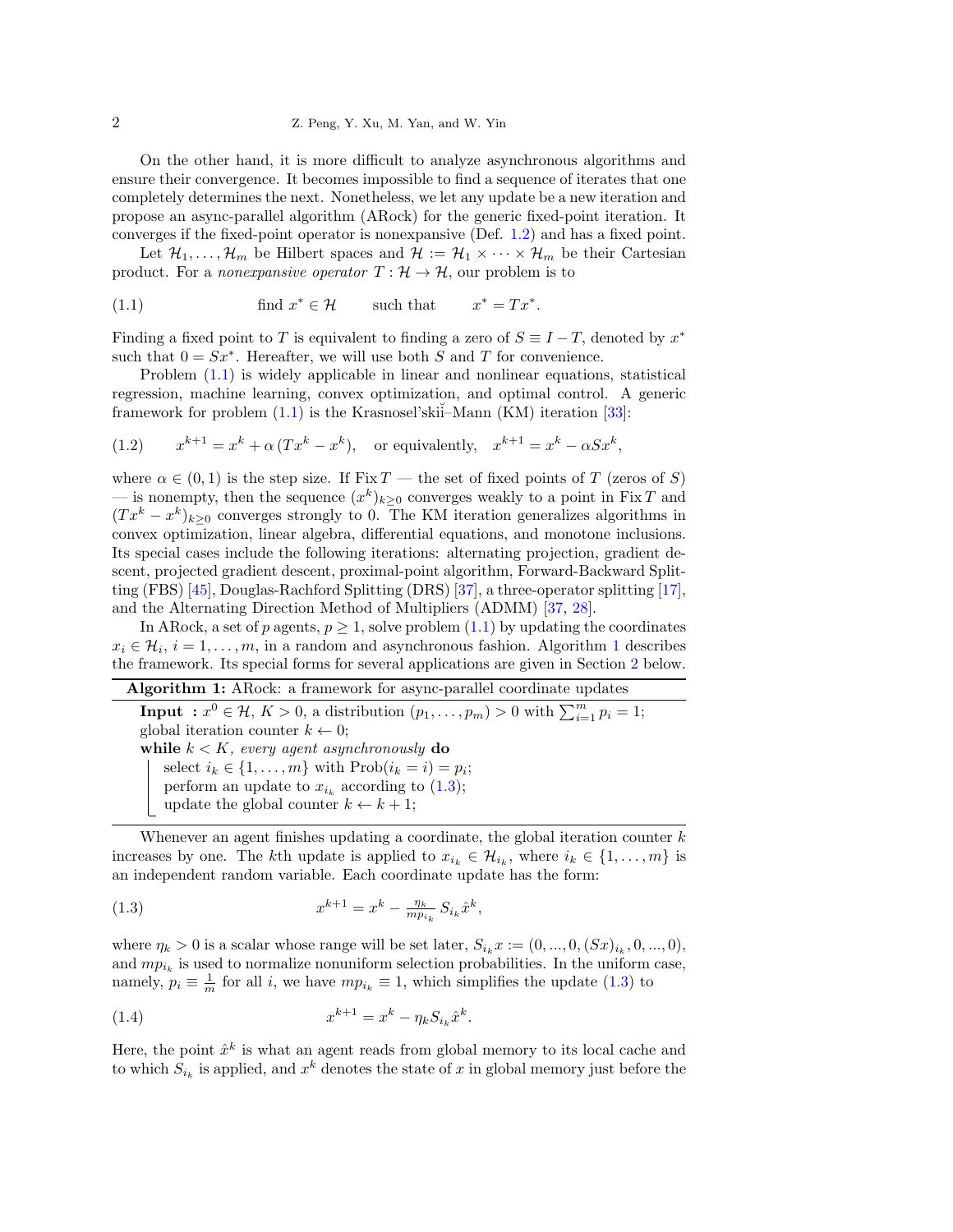On the other hand, it is more difficult to analyze asynchronous algorithms and ensure their convergence. It becomes impossible to find a sequence of iterates that one completely determines the next. Nonetheless, we let any update be a new iteration and propose an async-parallel algorithm (ARock) for the generic fixed-point iteration. It converges if the fixed-point operator is nonexpansive (Def. 1.2) and has a fixed point.

Let $\mathcal{H}_1, \ldots, \mathcal{H}_m$ be Hilbert spaces and $\mathcal{H} := \mathcal{H}_1 \times \cdots \times \mathcal{H}_m$ be their Cartesian product. For a *nonexpansive operator* $T : \mathcal{H} \to \mathcal{H}$, our problem is to

$$\text{find } x^* \in \mathcal{H} \qquad \text{such that} \qquad x^* = Tx^*. \tag{1.1}$$

Finding a fixed point to $T$ is equivalent to finding a zero of $S \equiv I - T$, denoted by $x^*$ such that $0 = Sx^*$. Hereafter, we will use both $S$ and $T$ for convenience.

Problem (1.1) is widely applicable in linear and nonlinear equations, statistical regression, machine learning, convex optimization, and optimal control. A generic framework for problem (1.1) is the Krasnosel'skiĭ–Mann (KM) iteration [33]:

$$x^{k+1} = x^k + \alpha\,(Tx^k - x^k), \quad \text{or equivalently,} \quad x^{k+1} = x^k - \alpha S x^k, \tag{1.2}$$

where $\alpha \in (0, 1)$ is the step size. If $\operatorname{Fix} T$ — the set of fixed points of $T$ (zeros of $S$) — is nonempty, then the sequence $(x^k)_{k\geq 0}$ converges weakly to a point in $\operatorname{Fix} T$ and $(Tx^k - x^k)_{k\geq 0}$ converges strongly to 0. The KM iteration generalizes algorithms in convex optimization, linear algebra, differential equations, and monotone inclusions. Its special cases include the following iterations: alternating projection, gradient descent, projected gradient descent, proximal-point algorithm, Forward-Backward Splitting (FBS) [45], Douglas-Rachford Splitting (DRS) [37], a three-operator splitting [17], and the Alternating Direction Method of Multipliers (ADMM) [37, 28].

In ARock, a set of $p$ agents, $p \geq 1$, solve problem (1.1) by updating the coordinates $x_i \in \mathcal{H}_i$, $i = 1, \ldots, m$, in a random and asynchronous fashion. Algorithm 1 describes the framework. Its special forms for several applications are given in Section 2 below.

---

**Algorithm 1:** ARock: a framework for async-parallel coordinate updates

---

**Input** : $x^0 \in \mathcal{H}$, $K > 0$, a distribution $(p_1, \ldots, p_m) > 0$ with $\sum_{i=1}^m p_i = 1$;
global iteration counter $k \leftarrow 0$;
**while** $k < K$, *every agent asynchronously* **do**
  select $i_k \in \{1, \ldots, m\}$ with $\text{Prob}(i_k = i) = p_i$;
  perform an update to $x_{i_k}$ according to (1.3);
  update the global counter $k \leftarrow k + 1$;

---

Whenever an agent finishes updating a coordinate, the global iteration counter $k$ increases by one. The $k$th update is applied to $x_{i_k} \in \mathcal{H}_{i_k}$, where $i_k \in \{1, \ldots, m\}$ is an independent random variable. Each coordinate update has the form:

$$x^{k+1} = x^k - \tfrac{\eta_k}{mp_{i_k}}\, S_{i_k} \hat{x}^k, \tag{1.3}$$

where $\eta_k > 0$ is a scalar whose range will be set later, $S_{i_k} x := (0, ..., 0, (Sx)_{i_k}, 0, ..., 0)$, and $mp_{i_k}$ is used to normalize nonuniform selection probabilities. In the uniform case, namely, $p_i \equiv \frac{1}{m}$ for all $i$, we have $mp_{i_k} \equiv 1$, which simplifies the update (1.3) to

$$x^{k+1} = x^k - \eta_k S_{i_k} \hat{x}^k. \tag{1.4}$$

Here, the point $\hat{x}^k$ is what an agent reads from global memory to its local cache and to which $S_{i_k}$ is applied, and $x^k$ denotes the state of $x$ in global memory just before the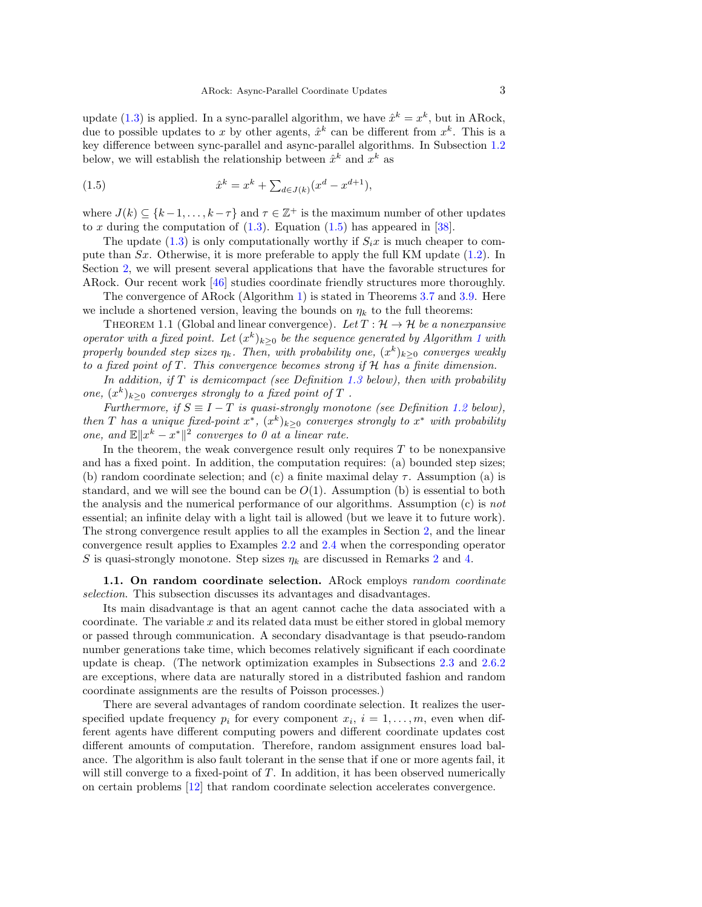update (1.3) is applied. In a sync-parallel algorithm, we have $\hat{x}^k = x^k$, but in ARock, due to possible updates to $x$ by other agents, $\hat{x}^k$ can be different from $x^k$. This is a key difference between sync-parallel and async-parallel algorithms. In Subsection 1.2 below, we will establish the relationship between $\hat{x}^k$ and $x^k$ as

$$\hat{x}^k = x^k + \textstyle\sum_{d\in J(k)}(x^d - x^{d+1}), \tag{1.5}$$

where $J(k) \subseteq \{k-1, \ldots, k-\tau\}$ and $\tau \in \mathbb{Z}^+$ is the maximum number of other updates to $x$ during the computation of (1.3). Equation (1.5) has appeared in [38].

The update (1.3) is only computationally worthy if $S_i x$ is much cheaper to compute than $Sx$. Otherwise, it is more preferable to apply the full KM update (1.2). In Section 2, we will present several applications that have the favorable structures for ARock. Our recent work [46] studies coordinate friendly structures more thoroughly.

The convergence of ARock (Algorithm 1) is stated in Theorems 3.7 and 3.9. Here we include a shortened version, leaving the bounds on $\eta_k$ to the full theorems:

Theorem 1.1 (Global and linear convergence). *Let $T : \mathcal{H} \to \mathcal{H}$ be a nonexpansive operator with a fixed point. Let $(x^k)_{k\geq 0}$ be the sequence generated by Algorithm 1 with properly bounded step sizes $\eta_k$. Then, with probability one, $(x^k)_{k\geq 0}$ converges weakly to a fixed point of $T$. This convergence becomes strong if $\mathcal{H}$ has a finite dimension.*

*In addition, if $T$ is demicompact (see Definition 1.3 below), then with probability one, $(x^k)_{k\geq 0}$ converges strongly to a fixed point of $T$.*

*Furthermore, if $S \equiv I - T$ is quasi-strongly monotone (see Definition 1.2 below), then $T$ has a unique fixed-point $x^*$, $(x^k)_{k\geq 0}$ converges strongly to $x^*$ with probability one, and $\mathbb{E}\|x^k - x^*\|^2$ converges to 0 at a linear rate.*

In the theorem, the weak convergence result only requires $T$ to be nonexpansive and has a fixed point. In addition, the computation requires: (a) bounded step sizes; (b) random coordinate selection; and (c) a finite maximal delay $\tau$. Assumption (a) is standard, and we will see the bound can be $O(1)$. Assumption (b) is essential to both the analysis and the numerical performance of our algorithms. Assumption (c) is *not* essential; an infinite delay with a light tail is allowed (but we leave it to future work). The strong convergence result applies to all the examples in Section 2, and the linear convergence result applies to Examples 2.2 and 2.4 when the corresponding operator $S$ is quasi-strongly monotone. Step sizes $\eta_k$ are discussed in Remarks 2 and 4.

### 1.1. On random coordinate selection.

ARock employs *random coordinate selection*. This subsection discusses its advantages and disadvantages.

Its main disadvantage is that an agent cannot cache the data associated with a coordinate. The variable $x$ and its related data must be either stored in global memory or passed through communication. A secondary disadvantage is that pseudo-random number generations take time, which becomes relatively significant if each coordinate update is cheap. (The network optimization examples in Subsections 2.3 and 2.6.2 are exceptions, where data are naturally stored in a distributed fashion and random coordinate assignments are the results of Poisson processes.)

There are several advantages of random coordinate selection. It realizes the user-specified update frequency $p_i$ for every component $x_i$, $i = 1, \ldots, m$, even when different agents have different computing powers and different coordinate updates cost different amounts of computation. Therefore, random assignment ensures load balance. The algorithm is also fault tolerant in the sense that if one or more agents fail, it will still converge to a fixed-point of $T$. In addition, it has been observed numerically on certain problems [12] that random coordinate selection accelerates convergence.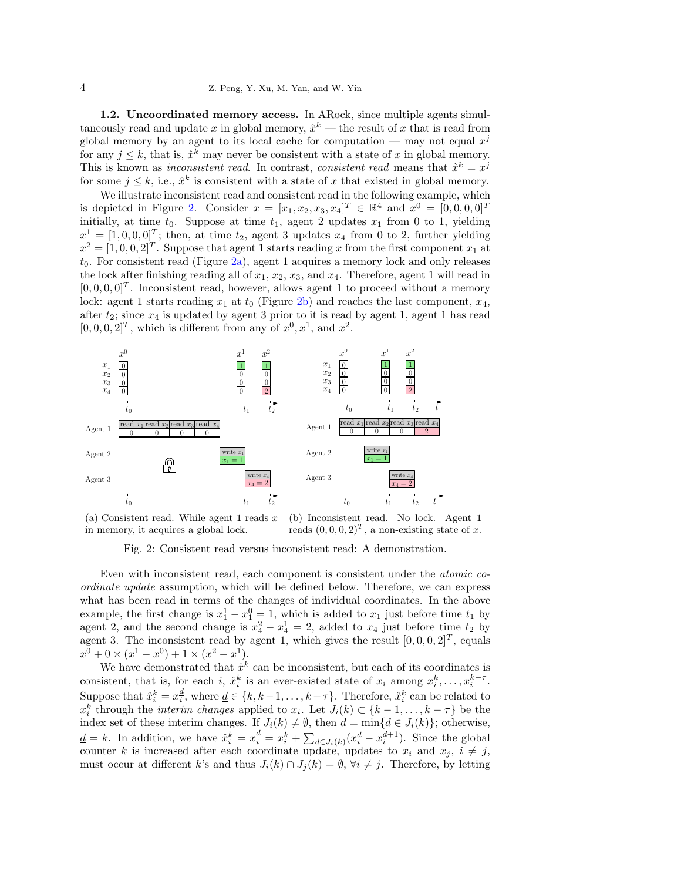**1.2. Uncoordinated memory access.** In ARock, since multiple agents simultaneously read and update $x$ in global memory, $\hat{x}^k$ — the result of $x$ that is read from global memory by an agent to its local cache for computation — may not equal $x^j$ for any $j \leq k$, that is, $\hat{x}^k$ may never be consistent with a state of $x$ in global memory. This is known as *inconsistent read*. In contrast, *consistent read* means that $\hat{x}^k = x^j$ for some $j \leq k$, i.e., $\hat{x}^k$ is consistent with a state of $x$ that existed in global memory.

We illustrate inconsistent read and consistent read in the following example, which is depicted in Figure 2. Consider $x = [x_1, x_2, x_3, x_4]^T \in \mathbb{R}^4$ and $x^0 = [0, 0, 0, 0]^T$ initially, at time $t_0$. Suppose at time $t_1$, agent 2 updates $x_1$ from 0 to 1, yielding $x^1 = [1, 0, 0, 0]^T$; then, at time $t_2$, agent 3 updates $x_4$ from 0 to 2, further yielding $x^2 = [1, 0, 0, 2]^T$. Suppose that agent 1 starts reading $x$ from the first component $x_1$ at $t_0$. For consistent read (Figure 2a), agent 1 acquires a memory lock and only releases the lock after finishing reading all of $x_1$, $x_2$, $x_3$, and $x_4$. Therefore, agent 1 will read in $[0, 0, 0, 0]^T$. Inconsistent read, however, allows agent 1 to proceed without a memory lock: agent 1 starts reading $x_1$ at $t_0$ (Figure 2b) and reaches the last component, $x_4$, after $t_2$; since $x_4$ is updated by agent 3 prior to it is read by agent 1, agent 1 has read $[0, 0, 0, 2]^T$, which is different from any of $x^0, x^1$, and $x^2$.

(a) Consistent read. While agent 1 reads $x$ in memory, it acquires a global lock.

(b) Inconsistent read. No lock. Agent 1 reads $(0, 0, 0, 2)^T$, a non-existing state of $x$.

Fig. 2: Consistent read versus inconsistent read: A demonstration.

Even with inconsistent read, each component is consistent under the *atomic coordinate update* assumption, which will be defined below. Therefore, we can express what has been read in terms of the changes of individual coordinates. In the above example, the first change is $x_1^1 - x_1^0 = 1$, which is added to $x_1$ just before time $t_1$ by agent 2, and the second change is $x_4^2 - x_4^1 = 2$, added to $x_4$ just before time $t_2$ by agent 3. The inconsistent read by agent 1, which gives the result $[0, 0, 0, 2]^T$, equals $x^0 + 0 \times (x^1 - x^0) + 1 \times (x^2 - x^1)$.

We have demonstrated that $\hat{x}^k$ can be inconsistent, but each of its coordinates is consistent, that is, for each $i$, $\hat{x}_i^k$ is an ever-existed state of $x_i$ among $x_i^k, \ldots, x_i^{k-\tau}$. Suppose that $\hat{x}_i^k = x_i^{\underline{d}}$, where $\underline{d} \in \{k, k-1, \ldots, k-\tau\}$. Therefore, $\hat{x}_i^k$ can be related to $x_i^k$ through the *interim changes* applied to $x_i$. Let $J_i(k) \subset \{k-1, \ldots, k-\tau\}$ be the index set of these interim changes. If $J_i(k) \neq \emptyset$, then $\underline{d} = \min\{d \in J_i(k)\}$; otherwise, $\underline{d} = k$. In addition, we have $\hat{x}_i^k = x_i^{\underline{d}} = x_i^k + \sum_{d \in J_i(k)} (x_i^d - x_i^{d+1})$. Since the global counter $k$ is increased after each coordinate update, updates to $x_i$ and $x_j$, $i \neq j$, must occur at different $k$'s and thus $J_i(k) \cap J_j(k) = \emptyset$, $\forall i \neq j$. Therefore, by letting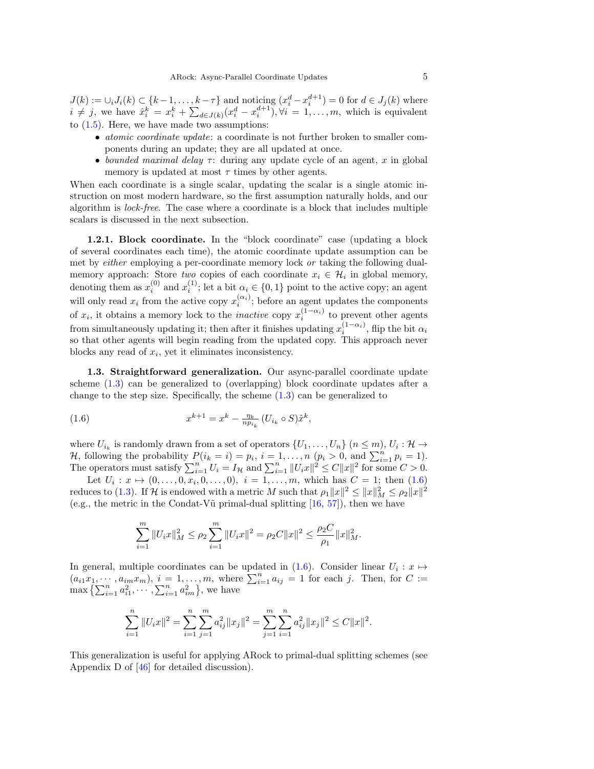$J(k) := \cup_i J_i(k) \subset \{k-1, \ldots, k-\tau\}$ and noticing $(x_i^d - x_i^{d+1}) = 0$ for $d \in J_j(k)$ where $i \neq j$, we have $\hat{x}_i^k = x_i^k + \sum_{d \in J(k)} (x_i^d - x_i^{d+1}), \forall i = 1, \ldots, m$, which is equivalent to (1.5). Here, we have made two assumptions:

- *atomic coordinate update*: a coordinate is not further broken to smaller components during an update; they are all updated at once.
- *bounded maximal delay* $\tau$: during any update cycle of an agent, $x$ in global memory is updated at most $\tau$ times by other agents.

When each coordinate is a single scalar, updating the scalar is a single atomic instruction on most modern hardware, so the first assumption naturally holds, and our algorithm is *lock-free*. The case where a coordinate is a block that includes multiple scalars is discussed in the next subsection.

**1.2.1. Block coordinate.** In the "block coordinate" case (updating a block of several coordinates each time), the atomic coordinate update assumption can be met by *either* employing a per-coordinate memory lock *or* taking the following dual-memory approach: Store *two* copies of each coordinate $x_i \in \mathcal{H}_i$ in global memory, denoting them as $x_i^{(0)}$ and $x_i^{(1)}$; let a bit $\alpha_i \in \{0, 1\}$ point to the active copy; an agent will only read $x_i$ from the active copy $x_i^{(\alpha_i)}$; before an agent updates the components of $x_i$, it obtains a memory lock to the *inactive* copy $x_i^{(1-\alpha_i)}$ to prevent other agents from simultaneously updating it; then after it finishes updating $x_i^{(1-\alpha_i)}$, flip the bit $\alpha_i$ so that other agents will begin reading from the updated copy. This approach never blocks any read of $x_i$, yet it eliminates inconsistency.

**1.3. Straightforward generalization.** Our async-parallel coordinate update scheme (1.3) can be generalized to (overlapping) block coordinate updates after a change to the step size. Specifically, the scheme (1.3) can be generalized to

$$x^{k+1} = x^k - \tfrac{\eta_k}{n p_{i_k}} (U_{i_k} \circ S) \hat{x}^k, \tag{1.6}$$

where $U_{i_k}$ is randomly drawn from a set of operators $\{U_1, \ldots, U_n\}$ $(n \leq m)$, $U_i : \mathcal{H} \to \mathcal{H}$, following the probability $P(i_k = i) = p_i$, $i = 1, \ldots, n$ ($p_i > 0$, and $\sum_{i=1}^n p_i = 1$). The operators must satisfy $\sum_{i=1}^n U_i = I_{\mathcal{H}}$ and $\sum_{i=1}^n \|U_i x\|^2 \leq C\|x\|^2$ for some $C > 0$.

Let $U_i : x \mapsto (0, \ldots, 0, x_i, 0, \ldots, 0)$, $i = 1, \ldots, m$, which has $C = 1$; then (1.6) reduces to (1.3). If $\mathcal{H}$ is endowed with a metric $M$ such that $\rho_1 \|x\|^2 \leq \|x\|_M^2 \leq \rho_2 \|x\|^2$ (e.g., the metric in the Condat-Vũ primal-dual splitting [16, 57]), then we have

$$\sum_{i=1}^m \|U_i x\|_M^2 \leq \rho_2 \sum_{i=1}^m \|U_i x\|^2 = \rho_2 C \|x\|^2 \leq \frac{\rho_2 C}{\rho_1} \|x\|_M^2.$$

In general, multiple coordinates can be updated in (1.6). Consider linear $U_i : x \mapsto (a_{i1} x_1, \cdots, a_{im} x_m)$, $i = 1, \ldots, m$, where $\sum_{i=1}^n a_{ij} = 1$ for each $j$. Then, for $C := \max\{\sum_{i=1}^n a_{i1}^2, \cdots, \sum_{i=1}^n a_{im}^2\}$, we have

$$\sum_{i=1}^n \|U_i x\|^2 = \sum_{i=1}^n \sum_{j=1}^m a_{ij}^2 \|x_j\|^2 = \sum_{j=1}^m \sum_{i=1}^n a_{ij}^2 \|x_j\|^2 \leq C\|x\|^2.$$

This generalization is useful for applying ARock to primal-dual splitting schemes (see Appendix D of [46] for detailed discussion).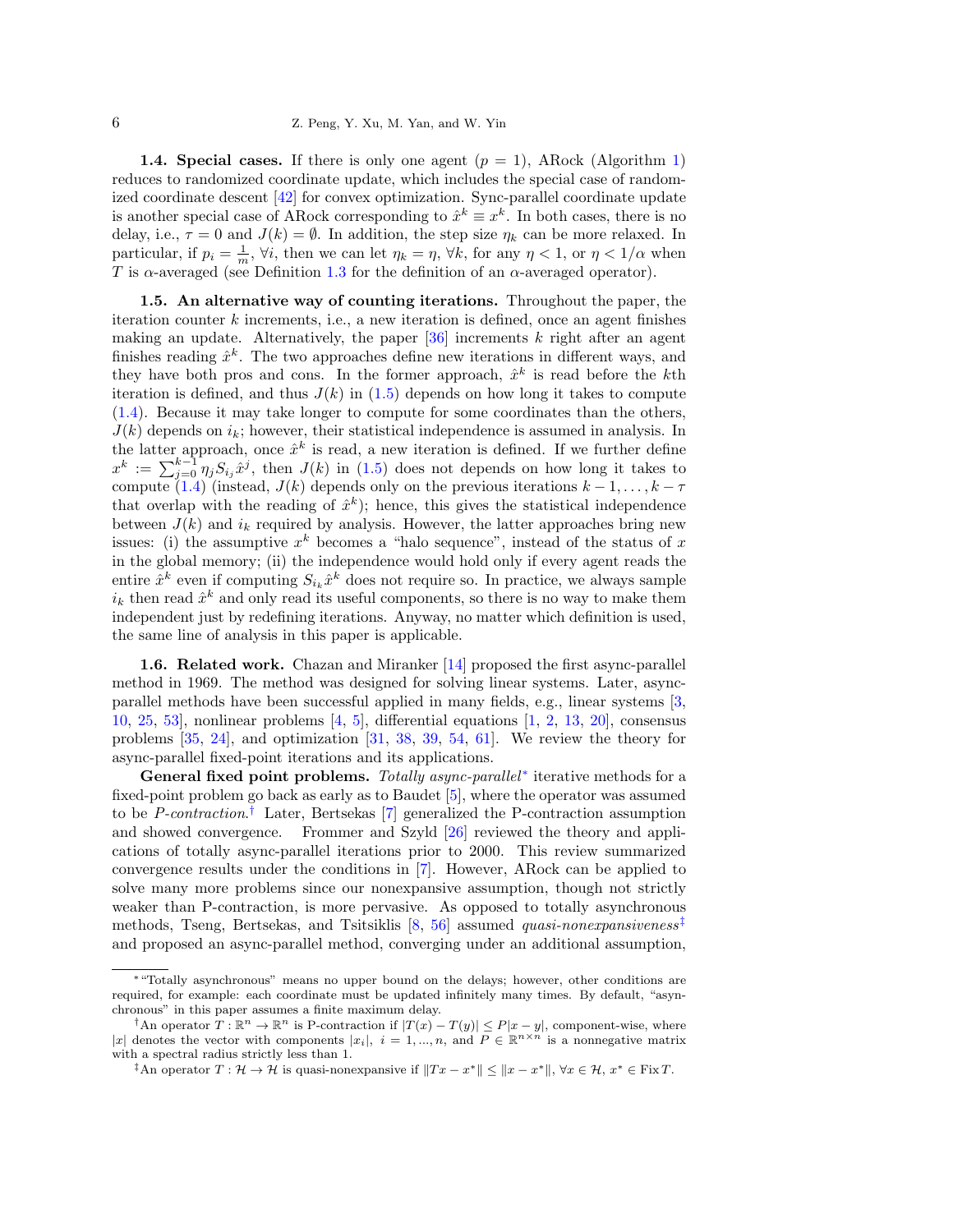**1.4. Special cases.** If there is only one agent ($p = 1$), ARock (Algorithm 1) reduces to randomized coordinate update, which includes the special case of randomized coordinate descent [42] for convex optimization. Sync-parallel coordinate update is another special case of ARock corresponding to $\hat{x}^k \equiv x^k$. In both cases, there is no delay, i.e., $\tau = 0$ and $J(k) = \emptyset$. In addition, the step size $\eta_k$ can be more relaxed. In particular, if $p_i = \frac{1}{m}$, $\forall i$, then we can let $\eta_k = \eta$, $\forall k$, for any $\eta < 1$, or $\eta < 1/\alpha$ when $T$ is $\alpha$-averaged (see Definition 1.3 for the definition of an $\alpha$-averaged operator).

**1.5. An alternative way of counting iterations.** Throughout the paper, the iteration counter $k$ increments, i.e., a new iteration is defined, once an agent finishes making an update. Alternatively, the paper [36] increments $k$ right after an agent finishes reading $\hat{x}^k$. The two approaches define new iterations in different ways, and they have both pros and cons. In the former approach, $\hat{x}^k$ is read before the $k$th iteration is defined, and thus $J(k)$ in (1.5) depends on how long it takes to compute (1.4). Because it may take longer to compute for some coordinates than the others, $J(k)$ depends on $i_k$; however, their statistical independence is assumed in analysis. In the latter approach, once $\hat{x}^k$ is read, a new iteration is defined. If we further define $x^k := \sum_{j=0}^{k-1} \eta_j S_{i_j} \hat{x}^j$, then $J(k)$ in (1.5) does not depends on how long it takes to compute (1.4) (instead, $J(k)$ depends only on the previous iterations $k-1, \ldots, k-\tau$ that overlap with the reading of $\hat{x}^k$); hence, this gives the statistical independence between $J(k)$ and $i_k$ required by analysis. However, the latter approaches bring new issues: (i) the assumptive $x^k$ becomes a "halo sequence", instead of the status of $x$ in the global memory; (ii) the independence would hold only if every agent reads the entire $\hat{x}^k$ even if computing $S_{i_k}\hat{x}^k$ does not require so. In practice, we always sample $i_k$ then read $\hat{x}^k$ and only read its useful components, so there is no way to make them independent just by redefining iterations. Anyway, no matter which definition is used, the same line of analysis in this paper is applicable.

**1.6. Related work.** Chazan and Miranker [14] proposed the first async-parallel method in 1969. The method was designed for solving linear systems. Later, async-parallel methods have been successful applied in many fields, e.g., linear systems [3, 10, 25, 53], nonlinear problems [4, 5], differential equations [1, 2, 13, 20], consensus problems [35, 24], and optimization [31, 38, 39, 54, 61]. We review the theory for async-parallel fixed-point iterations and its applications.

**General fixed point problems.** *Totally async-parallel*[*] iterative methods for a fixed-point problem go back as early as to Baudet [5], where the operator was assumed to be *P-contraction*.[†] Later, Bertsekas [7] generalized the P-contraction assumption and showed convergence. Frommer and Szyld [26] reviewed the theory and applications of totally async-parallel iterations prior to 2000. This review summarized convergence results under the conditions in [7]. However, ARock can be applied to solve many more problems since our nonexpansive assumption, though not strictly weaker than P-contraction, is more pervasive. As opposed to totally asynchronous methods, Tseng, Bertsekas, and Tsitsiklis [8, 56] assumed *quasi-nonexpansiveness*[‡] and proposed an async-parallel method, converging under an additional assumption,

[*] "Totally asynchronous" means no upper bound on the delays; however, other conditions are required, for example: each coordinate must be updated infinitely many times. By default, "asynchronous" in this paper assumes a finite maximum delay.

[†] An operator $T : \mathbb{R}^n \to \mathbb{R}^n$ is P-contraction if $|T(x) - T(y)| \le P|x - y|$, component-wise, where $|x|$ denotes the vector with components $|x_i|$, $i = 1, ..., n$, and $P \in \mathbb{R}^{n \times n}$ is a nonnegative matrix with a spectral radius strictly less than 1.

[‡] An operator $T : \mathcal{H} \to \mathcal{H}$ is quasi-nonexpansive if $\|Tx - x^*\| \le \|x - x^*\|$, $\forall x \in \mathcal{H}$, $x^* \in \operatorname{Fix} T$.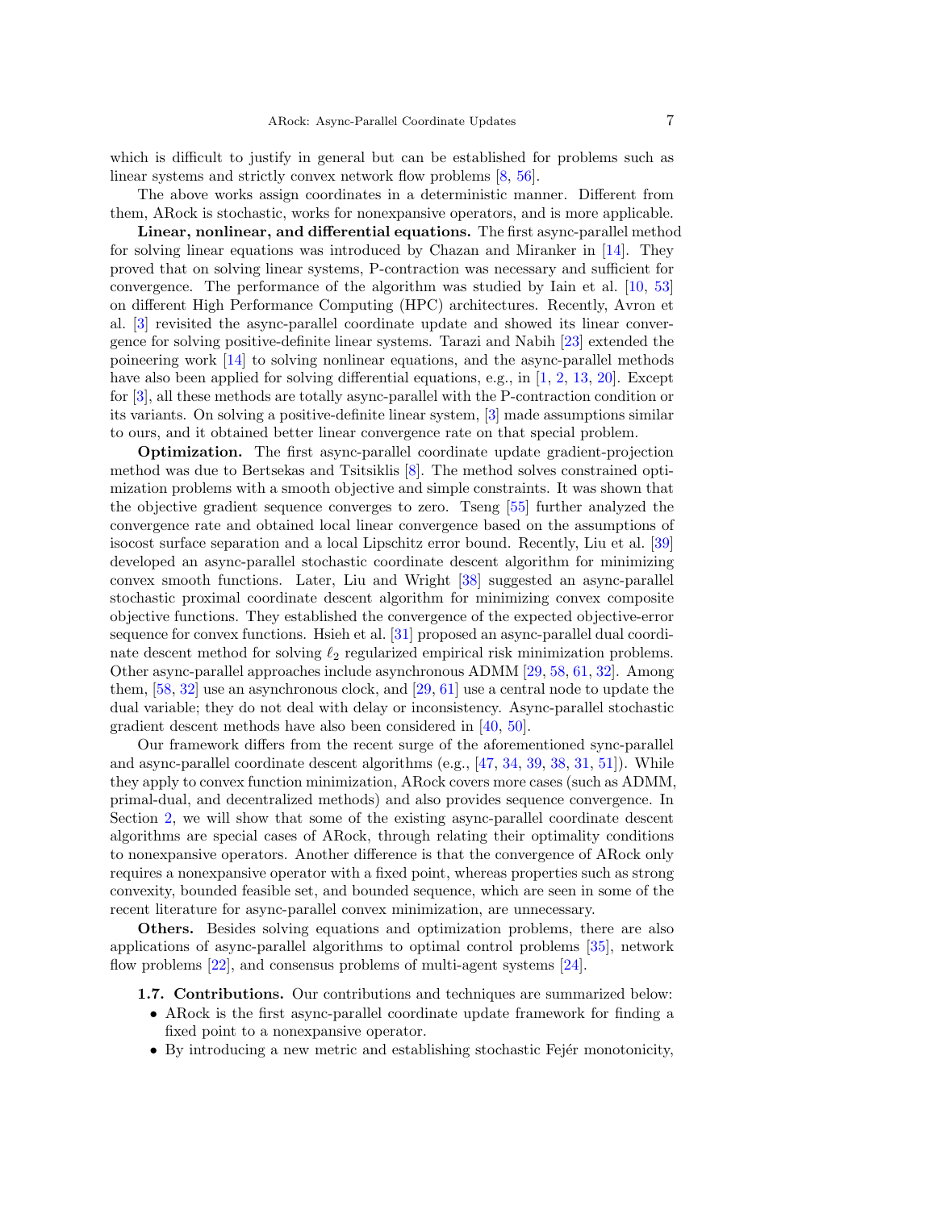which is difficult to justify in general but can be established for problems such as linear systems and strictly convex network flow problems [8, 56].

The above works assign coordinates in a deterministic manner. Different from them, ARock is stochastic, works for nonexpansive operators, and is more applicable.

**Linear, nonlinear, and differential equations.** The first async-parallel method for solving linear equations was introduced by Chazan and Miranker in [14]. They proved that on solving linear systems, P-contraction was necessary and sufficient for convergence. The performance of the algorithm was studied by Iain et al. [10, 53] on different High Performance Computing (HPC) architectures. Recently, Avron et al. [3] revisited the async-parallel coordinate update and showed its linear convergence for solving positive-definite linear systems. Tarazi and Nabih [23] extended the poineering work [14] to solving nonlinear equations, and the async-parallel methods have also been applied for solving differential equations, e.g., in [1, 2, 13, 20]. Except for [3], all these methods are totally async-parallel with the P-contraction condition or its variants. On solving a positive-definite linear system, [3] made assumptions similar to ours, and it obtained better linear convergence rate on that special problem.

**Optimization.** The first async-parallel coordinate update gradient-projection method was due to Bertsekas and Tsitsiklis [8]. The method solves constrained optimization problems with a smooth objective and simple constraints. It was shown that the objective gradient sequence converges to zero. Tseng [55] further analyzed the convergence rate and obtained local linear convergence based on the assumptions of isocost surface separation and a local Lipschitz error bound. Recently, Liu et al. [39] developed an async-parallel stochastic coordinate descent algorithm for minimizing convex smooth functions. Later, Liu and Wright [38] suggested an async-parallel stochastic proximal coordinate descent algorithm for minimizing convex composite objective functions. They established the convergence of the expected objective-error sequence for convex functions. Hsieh et al. [31] proposed an async-parallel dual coordinate descent method for solving $\ell_2$ regularized empirical risk minimization problems. Other async-parallel approaches include asynchronous ADMM [29, 58, 61, 32]. Among them, [58, 32] use an asynchronous clock, and [29, 61] use a central node to update the dual variable; they do not deal with delay or inconsistency. Async-parallel stochastic gradient descent methods have also been considered in [40, 50].

Our framework differs from the recent surge of the aforementioned sync-parallel and async-parallel coordinate descent algorithms (e.g., [47, 34, 39, 38, 31, 51]). While they apply to convex function minimization, ARock covers more cases (such as ADMM, primal-dual, and decentralized methods) and also provides sequence convergence. In Section 2, we will show that some of the existing async-parallel coordinate descent algorithms are special cases of ARock, through relating their optimality conditions to nonexpansive operators. Another difference is that the convergence of ARock only requires a nonexpansive operator with a fixed point, whereas properties such as strong convexity, bounded feasible set, and bounded sequence, which are seen in some of the recent literature for async-parallel convex minimization, are unnecessary.

**Others.** Besides solving equations and optimization problems, there are also applications of async-parallel algorithms to optimal control problems [35], network flow problems [22], and consensus problems of multi-agent systems [24].

**1.7. Contributions.** Our contributions and techniques are summarized below:

- ARock is the first async-parallel coordinate update framework for finding a fixed point to a nonexpansive operator.
- By introducing a new metric and establishing stochastic Fejér monotonicity,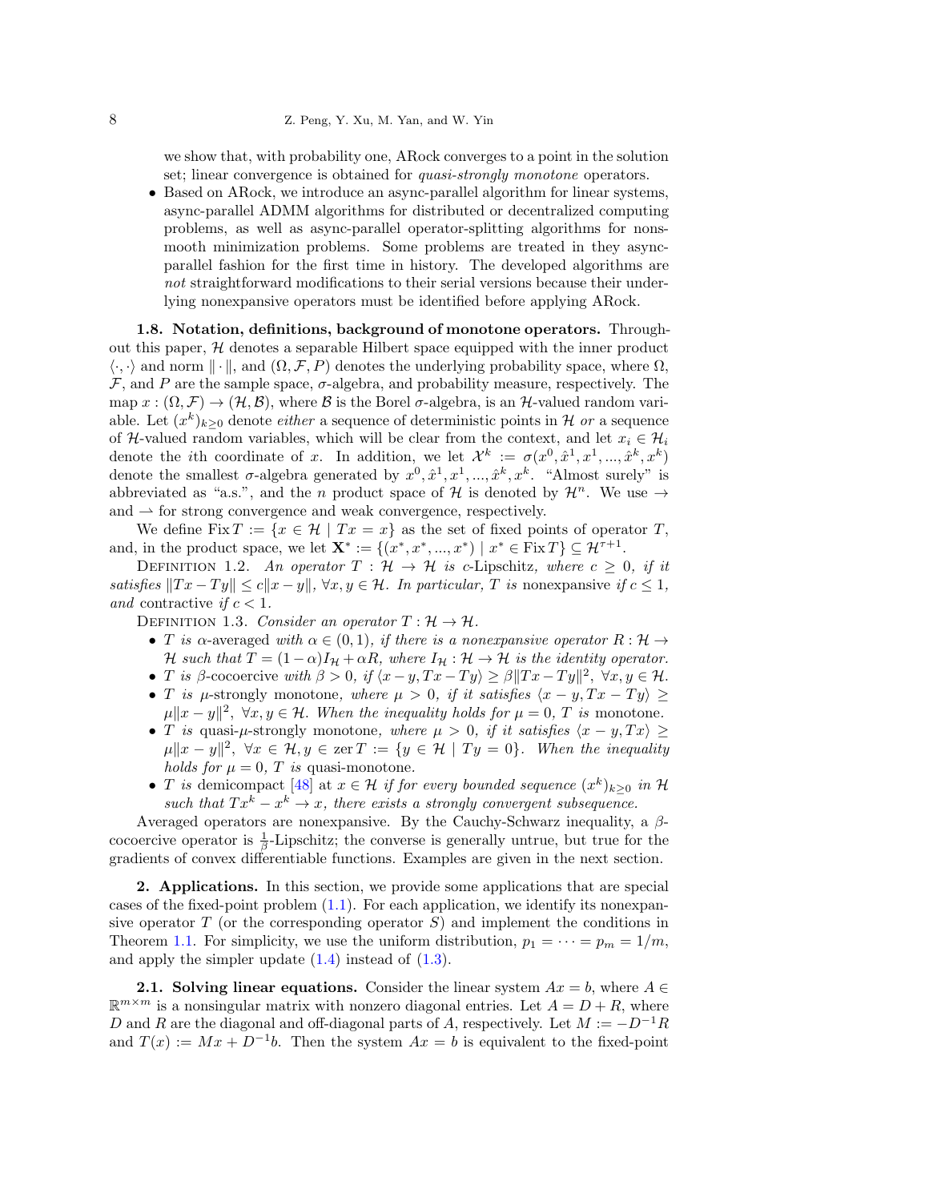we show that, with probability one, ARock converges to a point in the solution set; linear convergence is obtained for *quasi-strongly monotone* operators.

- Based on ARock, we introduce an async-parallel algorithm for linear systems, async-parallel ADMM algorithms for distributed or decentralized computing problems, as well as async-parallel operator-splitting algorithms for nonsmooth minimization problems. Some problems are treated in they async-parallel fashion for the first time in history. The developed algorithms are *not* straightforward modifications to their serial versions because their underlying nonexpansive operators must be identified before applying ARock.

**1.8. Notation, definitions, background of monotone operators.** Throughout this paper, $\mathcal{H}$ denotes a separable Hilbert space equipped with the inner product $\langle \cdot, \cdot \rangle$ and norm $\|\cdot\|$, and $(\Omega, \mathcal{F}, P)$ denotes the underlying probability space, where $\Omega$, $\mathcal{F}$, and $P$ are the sample space, $\sigma$-algebra, and probability measure, respectively. The map $x : (\Omega, \mathcal{F}) \to (\mathcal{H}, \mathcal{B})$, where $\mathcal{B}$ is the Borel $\sigma$-algebra, is an $\mathcal{H}$-valued random variable. Let $(x^k)_{k\geq 0}$ denote *either* a sequence of deterministic points in $\mathcal{H}$ *or* a sequence of $\mathcal{H}$-valued random variables, which will be clear from the context, and let $x_i \in \mathcal{H}_i$ denote the $i$th coordinate of $x$. In addition, we let $\mathcal{X}^k := \sigma(x^0, \hat{x}^1, x^1, ..., \hat{x}^k, x^k)$ denote the smallest $\sigma$-algebra generated by $x^0, \hat{x}^1, x^1, ..., \hat{x}^k, x^k$. "Almost surely" is abbreviated as "a.s.", and the $n$ product space of $\mathcal{H}$ is denoted by $\mathcal{H}^n$. We use $\to$ and $\rightharpoonup$ for strong convergence and weak convergence, respectively.

We define $\operatorname{Fix} T := \{x \in \mathcal{H} \mid Tx = x\}$ as the set of fixed points of operator $T$, and, in the product space, we let $\mathbf{X}^* := \{(x^*, x^*, ..., x^*) \mid x^* \in \operatorname{Fix} T\} \subseteq \mathcal{H}^{\tau+1}$.

Definition 1.2. *An operator $T : \mathcal{H} \to \mathcal{H}$ is* $c$-Lipschitz, *where $c \geq 0$, if it satisfies $\|Tx - Ty\| \leq c\|x - y\|$, $\forall x, y \in \mathcal{H}$. In particular, $T$ is* nonexpansive *if $c \leq 1$, and* contractive *if $c < 1$.*

Definition 1.3. *Consider an operator $T : \mathcal{H} \to \mathcal{H}$.*

- *$T$ is* $\alpha$-averaged *with $\alpha \in (0, 1)$, if there is a nonexpansive operator $R : \mathcal{H} \to \mathcal{H}$ such that $T = (1-\alpha)I_{\mathcal{H}} + \alpha R$, where $I_{\mathcal{H}} : \mathcal{H} \to \mathcal{H}$ is the identity operator.*
- *$T$ is* $\beta$-cocoercive *with $\beta > 0$, if $\langle x - y, Tx - Ty\rangle \geq \beta\|Tx - Ty\|^2$, $\forall x, y \in \mathcal{H}$.*
- *$T$ is* $\mu$-strongly monotone, *where $\mu > 0$, if it satisfies $\langle x - y, Tx - Ty\rangle \geq \mu\|x - y\|^2$, $\forall x, y \in \mathcal{H}$. When the inequality holds for $\mu = 0$, $T$ is* monotone.
- *$T$ is* quasi-$\mu$-strongly monotone, *where $\mu > 0$, if it satisfies $\langle x - y, Tx\rangle \geq \mu\|x - y\|^2$, $\forall x \in \mathcal{H}, y \in \operatorname{zer} T := \{y \in \mathcal{H} \mid Ty = 0\}$. When the inequality holds for $\mu = 0$, $T$ is* quasi-monotone.
- *$T$ is* demicompact [48] at $x \in \mathcal{H}$ *if for every bounded sequence $(x^k)_{k\geq 0}$ in $\mathcal{H}$ such that $Tx^k - x^k \to x$, there exists a strongly convergent subsequence.*

Averaged operators are nonexpansive. By the Cauchy-Schwarz inequality, a $\beta$-cocoercive operator is $\frac{1}{\beta}$-Lipschitz; the converse is generally untrue, but true for the gradients of convex differentiable functions. Examples are given in the next section.

## 2. Applications.

In this section, we provide some applications that are special cases of the fixed-point problem (1.1). For each application, we identify its nonexpansive operator $T$ (or the corresponding operator $S$) and implement the conditions in Theorem 1.1. For simplicity, we use the uniform distribution, $p_1 = \cdots = p_m = 1/m$, and apply the simpler update (1.4) instead of (1.3).

**2.1. Solving linear equations.** Consider the linear system $Ax = b$, where $A \in \mathbb{R}^{m\times m}$ is a nonsingular matrix with nonzero diagonal entries. Let $A = D + R$, where $D$ and $R$ are the diagonal and off-diagonal parts of $A$, respectively. Let $M := -D^{-1}R$ and $T(x) := Mx + D^{-1}b$. Then the system $Ax = b$ is equivalent to the fixed-point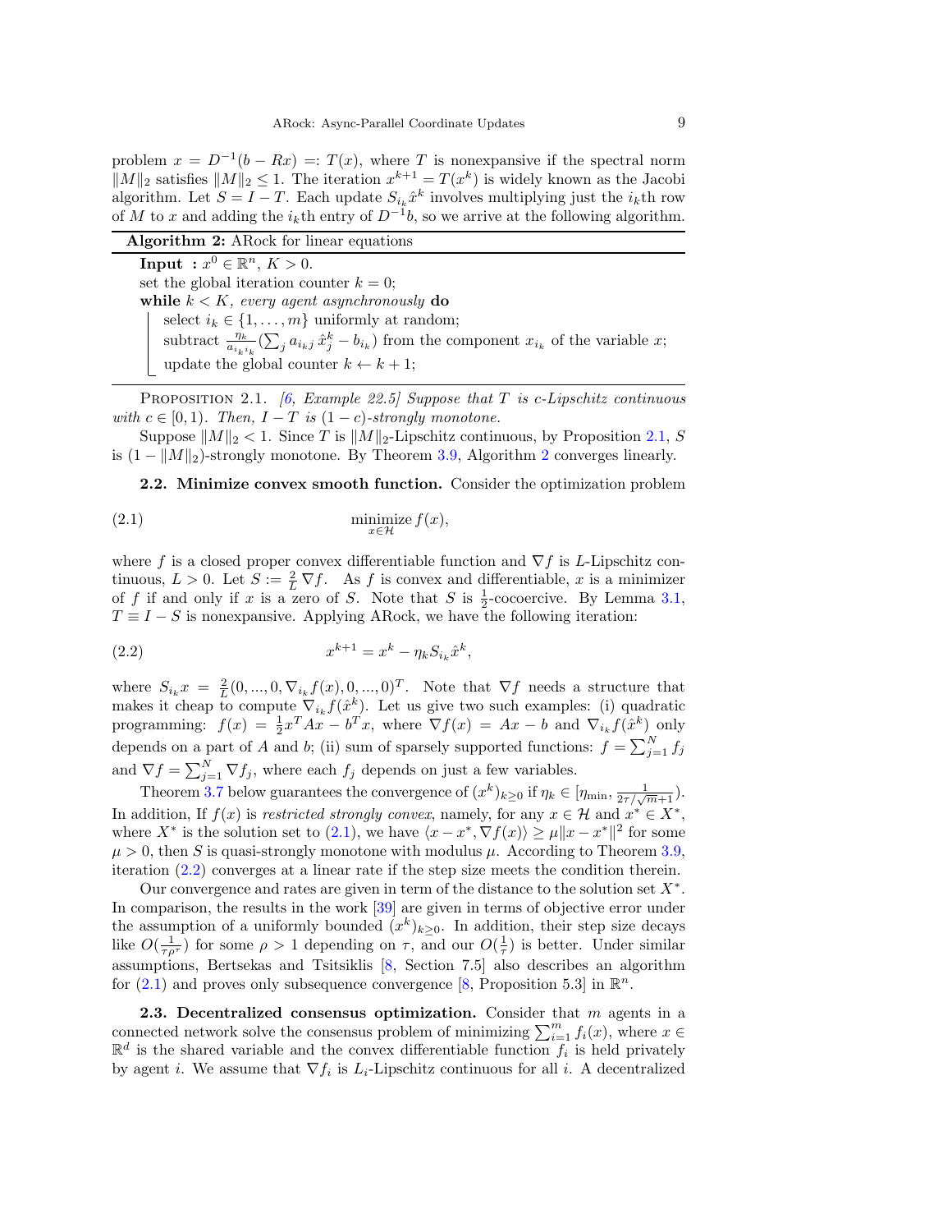problem $x = D^{-1}(b - Rx) =: T(x)$, where $T$ is nonexpansive if the spectral norm $\|M\|_2$ satisfies $\|M\|_2 \le 1$. The iteration $x^{k+1} = T(x^k)$ is widely known as the Jacobi algorithm. Let $S = I - T$. Each update $S_{i_k}\hat{x}^k$ involves multiplying just the $i_k$th row of $M$ to $x$ and adding the $i_k$th entry of $D^{-1}b$, so we arrive at the following algorithm.

---

**Algorithm 2:** ARock for linear equations

---

**Input** : $x^0 \in \mathbb{R}^n$, $K > 0$.
set the global iteration counter $k = 0$;
**while** $k < K$, *every agent asynchronously* **do**
  select $i_k \in \{1, \ldots, m\}$ uniformly at random;
  subtract $\frac{\eta_k}{a_{i_k i_k}}(\sum_j a_{i_k j}\,\hat{x}_j^k - b_{i_k})$ from the component $x_{i_k}$ of the variable $x$;
  update the global counter $k \leftarrow k + 1$;

---

PROPOSITION 2.1. *[6, Example 22.5] Suppose that $T$ is $c$-Lipschitz continuous with $c \in [0, 1)$. Then, $I - T$ is $(1 - c)$-strongly monotone.*

Suppose $\|M\|_2 < 1$. Since $T$ is $\|M\|_2$-Lipschitz continuous, by Proposition 2.1, $S$ is $(1 - \|M\|_2)$-strongly monotone. By Theorem 3.9, Algorithm 2 converges linearly.

**2.2. Minimize convex smooth function.** Consider the optimization problem

$$\underset{x \in \mathcal{H}}{\operatorname{minimize}}\, f(x), \tag{2.1}$$

where $f$ is a closed proper convex differentiable function and $\nabla f$ is $L$-Lipschitz continuous, $L > 0$. Let $S := \frac{2}{L}\nabla f$. As $f$ is convex and differentiable, $x$ is a minimizer of $f$ if and only if $x$ is a zero of $S$. Note that $S$ is $\frac{1}{2}$-cocoercive. By Lemma 3.1, $T \equiv I - S$ is nonexpansive. Applying ARock, we have the following iteration:

$$x^{k+1} = x^k - \eta_k S_{i_k}\hat{x}^k, \tag{2.2}$$

where $S_{i_k}x = \frac{2}{L}(0, ..., 0, \nabla_{i_k} f(x), 0, ..., 0)^T$. Note that $\nabla f$ needs a structure that makes it cheap to compute $\nabla_{i_k} f(\hat{x}^k)$. Let us give two such examples: (i) quadratic programming: $f(x) = \frac{1}{2}x^T Ax - b^T x$, where $\nabla f(x) = Ax - b$ and $\nabla_{i_k} f(\hat{x}^k)$ only depends on a part of $A$ and $b$; (ii) sum of sparsely supported functions: $f = \sum_{j=1}^N f_j$ and $\nabla f = \sum_{j=1}^N \nabla f_j$, where each $f_j$ depends on just a few variables.

Theorem 3.7 below guarantees the convergence of $(x^k)_{k\ge 0}$ if $\eta_k \in [\eta_{\min}, \frac{1}{2\tau/\sqrt{m}+1})$. In addition, If $f(x)$ is *restricted strongly convex*, namely, for any $x \in \mathcal{H}$ and $x^* \in X^*$, where $X^*$ is the solution set to (2.1), we have $\langle x - x^*, \nabla f(x)\rangle \ge \mu\|x - x^*\|^2$ for some $\mu > 0$, then $S$ is quasi-strongly monotone with modulus $\mu$. According to Theorem 3.9, iteration (2.2) converges at a linear rate if the step size meets the condition therein.

Our convergence and rates are given in term of the distance to the solution set $X^*$. In comparison, the results in the work [39] are given in terms of objective error under the assumption of a uniformly bounded $(x^k)_{k\ge 0}$. In addition, their step size decays like $O(\frac{1}{\tau\rho^\tau})$ for some $\rho > 1$ depending on $\tau$, and our $O(\frac{1}{\tau})$ is better. Under similar assumptions, Bertsekas and Tsitsiklis [8, Section 7.5] also describes an algorithm for (2.1) and proves only subsequence convergence [8, Proposition 5.3] in $\mathbb{R}^n$.

**2.3. Decentralized consensus optimization.** Consider that $m$ agents in a connected network solve the consensus problem of minimizing $\sum_{i=1}^m f_i(x)$, where $x \in \mathbb{R}^d$ is the shared variable and the convex differentiable function $f_i$ is held privately by agent $i$. We assume that $\nabla f_i$ is $L_i$-Lipschitz continuous for all $i$. A decentralized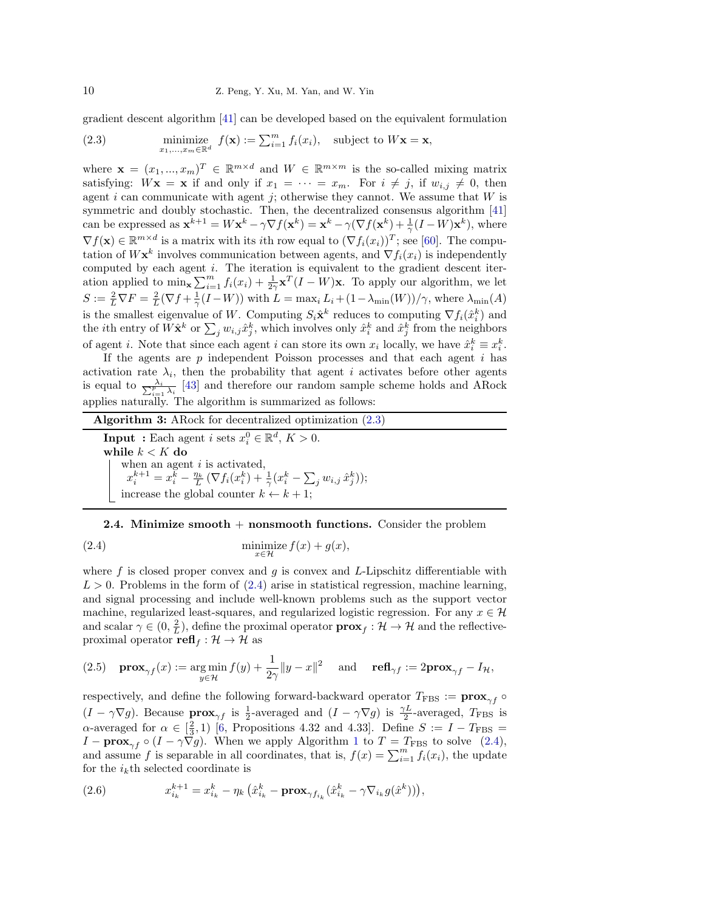gradient descent algorithm [41] can be developed based on the equivalent formulation

$$\underset{x_1,\ldots,x_m\in\mathbb{R}^d}{\text{minimize}} \; f(\mathbf{x}) := \textstyle\sum_{i=1}^m f_i(x_i), \quad \text{subject to } W\mathbf{x} = \mathbf{x}, \tag{2.3}$$

where $\mathbf{x} = (x_1, ..., x_m)^T \in \mathbb{R}^{m\times d}$ and $W \in \mathbb{R}^{m\times m}$ is the so-called mixing matrix satisfying: $W\mathbf{x} = \mathbf{x}$ if and only if $x_1 = \cdots = x_m$. For $i \neq j$, if $w_{i,j} \neq 0$, then agent $i$ can communicate with agent $j$; otherwise they cannot. We assume that $W$ is symmetric and doubly stochastic. Then, the decentralized consensus algorithm [41] can be expressed as $\mathbf{x}^{k+1} = W\mathbf{x}^k - \gamma\nabla f(\mathbf{x}^k) = \mathbf{x}^k - \gamma(\nabla f(\mathbf{x}^k) + \frac{1}{\gamma}(I-W)\mathbf{x}^k)$, where $\nabla f(\mathbf{x}) \in \mathbb{R}^{m\times d}$ is a matrix with its $i$th row equal to $(\nabla f_i(x_i))^T$; see [60]. The computation of $W\mathbf{x}^k$ involves communication between agents, and $\nabla f_i(x_i)$ is independently computed by each agent $i$. The iteration is equivalent to the gradient descent iteration applied to $\min_{\mathbf{x}} \sum_{i=1}^m f_i(x_i) + \frac{1}{2\gamma}\mathbf{x}^T(I-W)\mathbf{x}$. To apply our algorithm, we let $S := \frac{2}{L}\nabla F = \frac{2}{L}(\nabla f + \frac{1}{\gamma}(I-W))$ with $L = \max_i L_i + (1-\lambda_{\min}(W))/\gamma$, where $\lambda_{\min}(A)$ is the smallest eigenvalue of $W$. Computing $S_i\hat{\mathbf{x}}^k$ reduces to computing $\nabla f_i(\hat{x}_i^k)$ and the $i$th entry of $W\hat{\mathbf{x}}^k$ or $\sum_j w_{i,j}\hat{x}_j^k$, which involves only $\hat{x}_i^k$ and $\hat{x}_j^k$ from the neighbors of agent $i$. Note that since each agent $i$ can store its own $x_i$ locally, we have $\hat{x}_i^k \equiv x_i^k$.

If the agents are $p$ independent Poisson processes and that each agent $i$ has activation rate $\lambda_i$, then the probability that agent $i$ activates before other agents is equal to $\frac{\lambda_i}{\sum_{i=1}^p \lambda_i}$ [43] and therefore our random sample scheme holds and ARock applies naturally. The algorithm is summarized as follows:

---

**Algorithm 3:** ARock for decentralized optimization (2.3)

---

**Input :** Each agent $i$ sets $x_i^0 \in \mathbb{R}^d$, $K > 0$.
**while** $k < K$ **do**
  when an agent $i$ is activated,
  $x_i^{k+1} = x_i^k - \frac{\eta_k}{L}\left(\nabla f_i(x_i^k) + \frac{1}{\gamma}(x_i^k - \sum_j w_{i,j}\,\hat{x}_j^k)\right)$;
  increase the global counter $k \leftarrow k+1$;

---

**2.4. Minimize smooth + nonsmooth functions.** Consider the problem

$$\underset{x\in\mathcal{H}}{\text{minimize}}\, f(x) + g(x), \tag{2.4}$$

where $f$ is closed proper convex and $g$ is convex and $L$-Lipschitz differentiable with $L > 0$. Problems in the form of (2.4) arise in statistical regression, machine learning, and signal processing and include well-known problems such as the support vector machine, regularized least-squares, and regularized logistic regression. For any $x \in \mathcal{H}$ and scalar $\gamma \in (0, \frac{2}{L})$, define the proximal operator $\mathbf{prox}_f : \mathcal{H} \to \mathcal{H}$ and the reflective-proximal operator $\mathbf{refl}_f : \mathcal{H} \to \mathcal{H}$ as

$$\mathbf{prox}_{\gamma f}(x) := \underset{y\in\mathcal{H}}{\arg\min}\, f(y) + \frac{1}{2\gamma}\|y-x\|^2 \quad \text{and} \quad \mathbf{refl}_{\gamma f} := 2\mathbf{prox}_{\gamma f} - I_{\mathcal{H}}, \tag{2.5}$$

respectively, and define the following forward-backward operator $T_{\text{FBS}} := \mathbf{prox}_{\gamma f} \circ (I - \gamma\nabla g)$. Because $\mathbf{prox}_{\gamma f}$ is $\frac{1}{2}$-averaged and $(I - \gamma\nabla g)$ is $\frac{\gamma L}{2}$-averaged, $T_{\text{FBS}}$ is $\alpha$-averaged for $\alpha \in [\frac{2}{3}, 1)$ [6, Propositions 4.32 and 4.33]. Define $S := I - T_{\text{FBS}} = I - \mathbf{prox}_{\gamma f} \circ (I - \gamma\nabla g)$. When we apply Algorithm 1 to $T = T_{\text{FBS}}$ to solve (2.4), and assume $f$ is separable in all coordinates, that is, $f(x) = \sum_{i=1}^m f_i(x_i)$, the update for the $i_k$th selected coordinate is

$$x_{i_k}^{k+1} = x_{i_k}^k - \eta_k\left(\hat{x}_{i_k}^k - \mathbf{prox}_{\gamma f_{i_k}}(\hat{x}_{i_k}^k - \gamma\nabla_{i_k} g(\hat{x}^k))\right), \tag{2.6}$$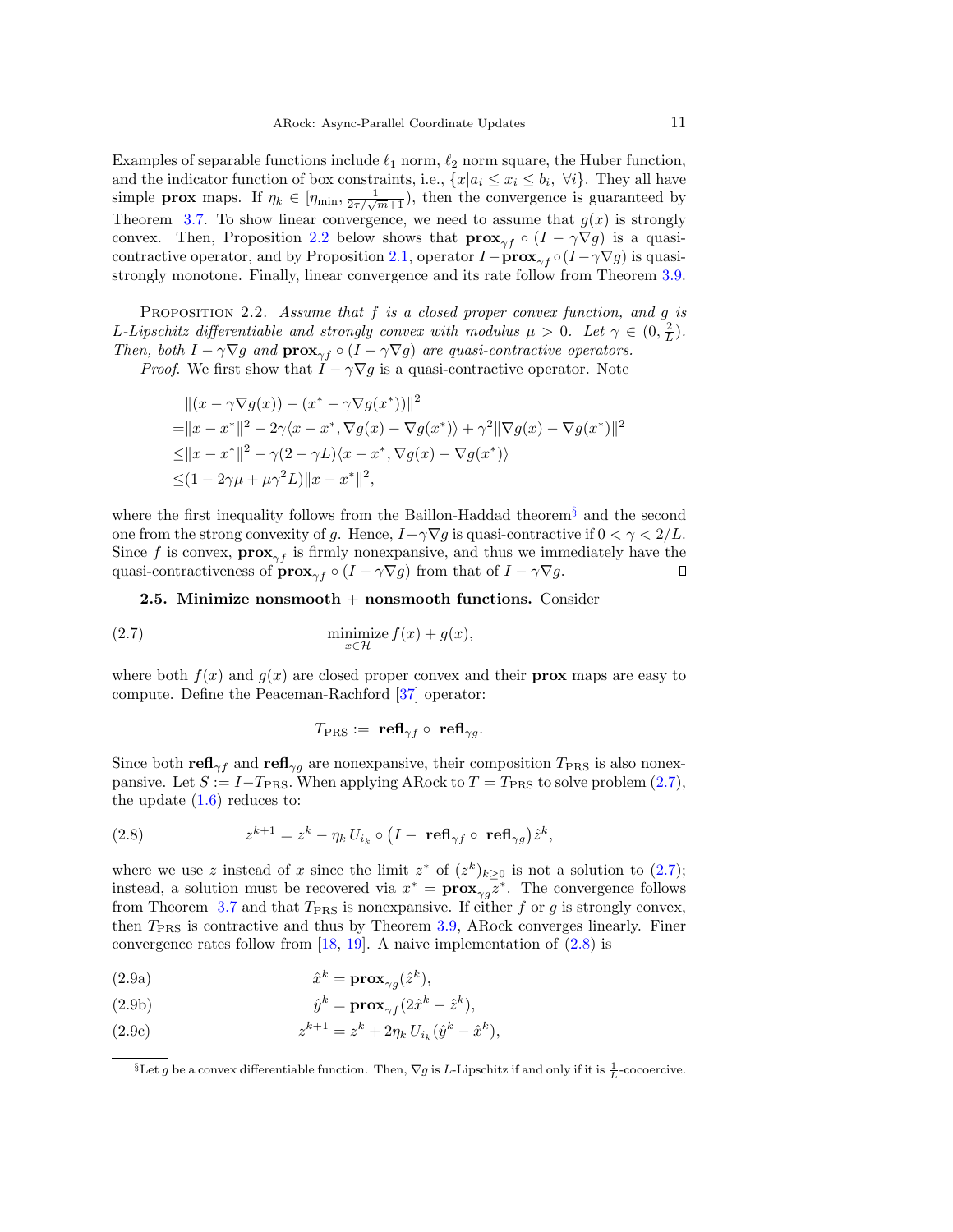Examples of separable functions include $\ell_1$ norm, $\ell_2$ norm square, the Huber function, and the indicator function of box constraints, i.e., $\{x | a_i \le x_i \le b_i,\ \forall i\}$. They all have simple **prox** maps. If $\eta_k \in [\eta_{\min}, \frac{1}{2\tau/\sqrt{m}+1})$, then the convergence is guaranteed by Theorem 3.7. To show linear convergence, we need to assume that $g(x)$ is strongly convex. Then, Proposition 2.2 below shows that $\mathbf{prox}_{\gamma f} \circ (I - \gamma \nabla g)$ is a quasi-contractive operator, and by Proposition 2.1, operator $I - \mathbf{prox}_{\gamma f} \circ (I - \gamma \nabla g)$ is quasi-strongly monotone. Finally, linear convergence and its rate follow from Theorem 3.9.

PROPOSITION 2.2. *Assume that $f$ is a closed proper convex function, and $g$ is $L$-Lipschitz differentiable and strongly convex with modulus $\mu > 0$. Let $\gamma \in (0, \frac{2}{L})$. Then, both $I - \gamma \nabla g$ and $\mathbf{prox}_{\gamma f} \circ (I - \gamma \nabla g)$ are quasi-contractive operators.*

*Proof.* We first show that $I - \gamma \nabla g$ is a quasi-contractive operator. Note

$$
\begin{aligned}
&\|(x - \gamma \nabla g(x)) - (x^* - \gamma \nabla g(x^*))\|^2 \\
=&\|x - x^*\|^2 - 2\gamma \langle x - x^*, \nabla g(x) - \nabla g(x^*)\rangle + \gamma^2 \|\nabla g(x) - \nabla g(x^*)\|^2 \\
\le&\|x - x^*\|^2 - \gamma(2 - \gamma L)\langle x - x^*, \nabla g(x) - \nabla g(x^*)\rangle \\
\le&(1 - 2\gamma\mu + \mu\gamma^2 L)\|x - x^*\|^2,
\end{aligned}
$$

where the first inequality follows from the Baillon-Haddad theorem[§] and the second one from the strong convexity of $g$. Hence, $I - \gamma \nabla g$ is quasi-contractive if $0 < \gamma < 2/L$. Since $f$ is convex, $\mathbf{prox}_{\gamma f}$ is firmly nonexpansive, and thus we immediately have the quasi-contractiveness of $\mathbf{prox}_{\gamma f} \circ (I - \gamma \nabla g)$ from that of $I - \gamma \nabla g$. ∎

### 2.5. Minimize nonsmooth + nonsmooth functions.

Consider

$$
\underset{x \in \mathcal{H}}{\text{minimize}}\ f(x) + g(x), \tag{2.7}
$$

where both $f(x)$ and $g(x)$ are closed proper convex and their **prox** maps are easy to compute. Define the Peaceman-Rachford [37] operator:

$$
T_{\text{PRS}} := \ \mathbf{refl}_{\gamma f} \circ\ \mathbf{refl}_{\gamma g}.
$$

Since both $\mathbf{refl}_{\gamma f}$ and $\mathbf{refl}_{\gamma g}$ are nonexpansive, their composition $T_{\text{PRS}}$ is also nonexpansive. Let $S := I - T_{\text{PRS}}$. When applying ARock to $T = T_{\text{PRS}}$ to solve problem (2.7), the update (1.6) reduces to:

$$
z^{k+1} = z^k - \eta_k\, U_{i_k} \circ \big(I -\ \mathbf{refl}_{\gamma f} \circ\ \mathbf{refl}_{\gamma g}\big)\hat{z}^k, \tag{2.8}
$$

where we use $z$ instead of $x$ since the limit $z^*$ of $(z^k)_{k \ge 0}$ is not a solution to (2.7); instead, a solution must be recovered via $x^* = \mathbf{prox}_{\gamma g} z^*$. The convergence follows from Theorem 3.7 and that $T_{\text{PRS}}$ is nonexpansive. If either $f$ or $g$ is strongly convex, then $T_{\text{PRS}}$ is contractive and thus by Theorem 3.9, ARock converges linearly. Finer convergence rates follow from [18, 19]. A naive implementation of (2.8) is

$$
\hat{x}^k = \mathbf{prox}_{\gamma g}(\hat{z}^k), \tag{2.9a}
$$

$$
\hat{y}^k = \mathbf{prox}_{\gamma f}(2\hat{x}^k - \hat{z}^k), \tag{2.9b}
$$

$$
z^{k+1} = z^k + 2\eta_k\, U_{i_k}(\hat{y}^k - \hat{x}^k), \tag{2.9c}
$$

---

[§] Let $g$ be a convex differentiable function. Then, $\nabla g$ is $L$-Lipschitz if and only if it is $\frac{1}{L}$-cocoercive.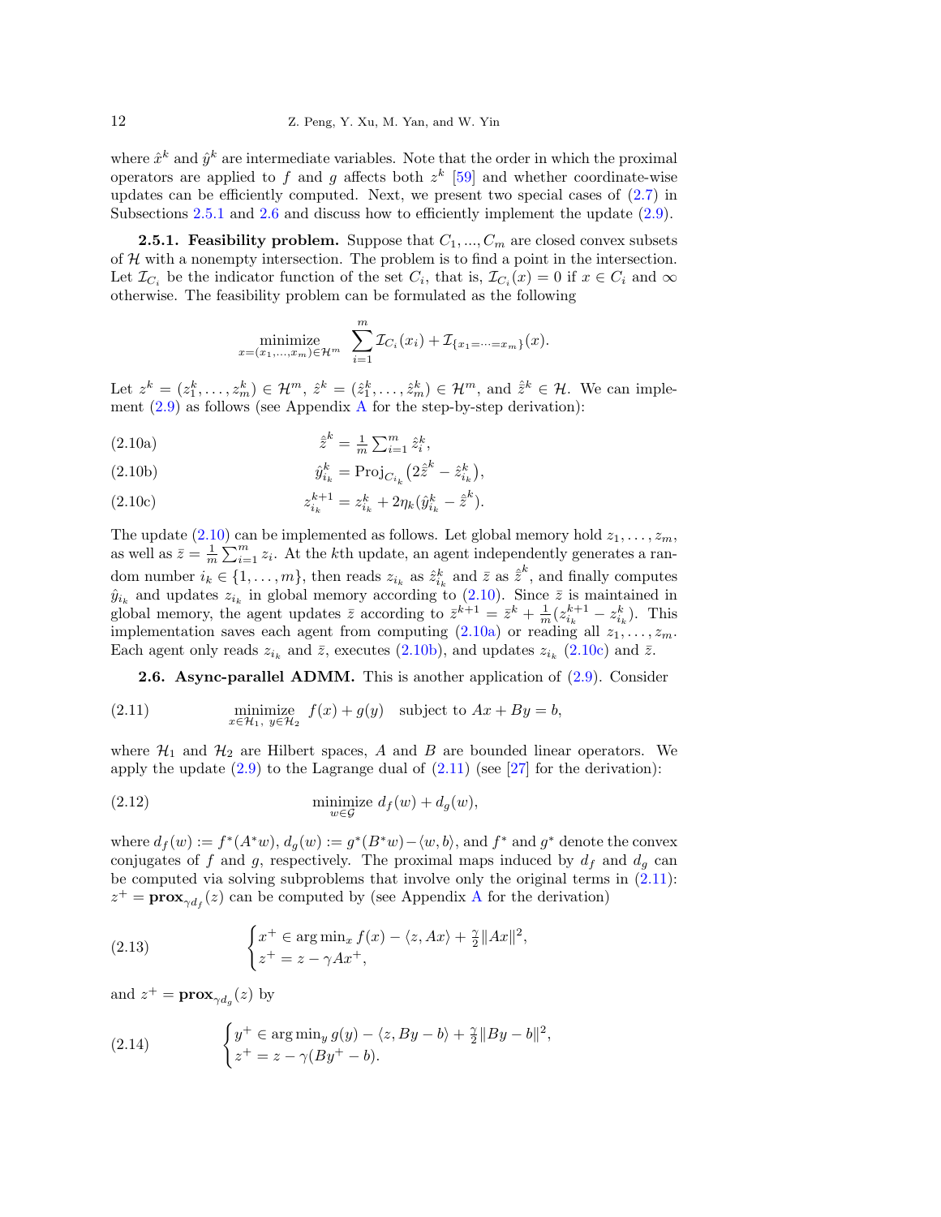where $\hat{x}^k$ and $\hat{y}^k$ are intermediate variables. Note that the order in which the proximal operators are applied to $f$ and $g$ affects both $z^k$ [59] and whether coordinate-wise updates can be efficiently computed. Next, we present two special cases of (2.7) in Subsections 2.5.1 and 2.6 and discuss how to efficiently implement the update (2.9).

#### 2.5.1. Feasibility problem.

Suppose that $C_1, ..., C_m$ are closed convex subsets of $\mathcal{H}$ with a nonempty intersection. The problem is to find a point in the intersection. Let $\mathcal{I}_{C_i}$ be the indicator function of the set $C_i$, that is, $\mathcal{I}_{C_i}(x) = 0$ if $x \in C_i$ and $\infty$ otherwise. The feasibility problem can be formulated as the following

$$\underset{x=(x_1,\ldots,x_m)\in\mathcal{H}^m}{\text{minimize}} \quad \sum_{i=1}^m \mathcal{I}_{C_i}(x_i) + \mathcal{I}_{\{x_1=\cdots=x_m\}}(x).$$

Let $z^k = (z_1^k, \ldots, z_m^k) \in \mathcal{H}^m$, $\hat{z}^k = (\hat{z}_1^k, \ldots, \hat{z}_m^k) \in \mathcal{H}^m$, and $\hat{\bar{z}}^k \in \mathcal{H}$. We can implement (2.9) as follows (see Appendix A for the step-by-step derivation):

$$\hat{\bar{z}}^k = \tfrac{1}{m}\textstyle\sum_{i=1}^m \hat{z}_i^k, \tag{2.10a}$$

$$\hat{y}_{i_k}^k = \text{Proj}_{C_{i_k}}\big(2\hat{\bar{z}}^k - \hat{z}_{i_k}^k\big), \tag{2.10b}$$

$$z_{i_k}^{k+1} = z_{i_k}^k + 2\eta_k(\hat{y}_{i_k}^k - \hat{\bar{z}}^k). \tag{2.10c}$$

The update (2.10) can be implemented as follows. Let global memory hold $z_1, \ldots, z_m$, as well as $\bar{z} = \frac{1}{m}\sum_{i=1}^m z_i$. At the $k$th update, an agent independently generates a random number $i_k \in \{1, \ldots, m\}$, then reads $z_{i_k}$ as $\hat{z}_{i_k}^k$ and $\bar{z}$ as $\hat{\bar{z}}^k$, and finally computes $\hat{y}_{i_k}$ and updates $z_{i_k}$ in global memory according to (2.10). Since $\bar{z}$ is maintained in global memory, the agent updates $\bar{z}$ according to $\bar{z}^{k+1} = \bar{z}^k + \frac{1}{m}(z_{i_k}^{k+1} - z_{i_k}^k)$. This implementation saves each agent from computing (2.10a) or reading all $z_1, \ldots, z_m$. Each agent only reads $z_{i_k}$ and $\bar{z}$, executes (2.10b), and updates $z_{i_k}$ (2.10c) and $\bar{z}$.

### 2.6. Async-parallel ADMM.

This is another application of (2.9). Consider

$$\underset{x\in\mathcal{H}_1,\ y\in\mathcal{H}_2}{\text{minimize}} \ f(x) + g(y) \quad \text{subject to } Ax + By = b, \tag{2.11}$$

where $\mathcal{H}_1$ and $\mathcal{H}_2$ are Hilbert spaces, $A$ and $B$ are bounded linear operators. We apply the update (2.9) to the Lagrange dual of (2.11) (see [27] for the derivation):

$$\underset{w\in\mathcal{G}}{\text{minimize}} \ d_f(w) + d_g(w), \tag{2.12}$$

where $d_f(w) := f^*(A^*w)$, $d_g(w) := g^*(B^*w) - \langle w, b\rangle$, and $f^*$ and $g^*$ denote the convex conjugates of $f$ and $g$, respectively. The proximal maps induced by $d_f$ and $d_g$ can be computed via solving subproblems that involve only the original terms in (2.11): $z^+ = \mathbf{prox}_{\gamma d_f}(z)$ can be computed by (see Appendix A for the derivation)

$$\begin{cases} x^+ \in \arg\min_x f(x) - \langle z, Ax\rangle + \frac{\gamma}{2}\|Ax\|^2, \\ z^+ = z - \gamma Ax^+, \end{cases} \tag{2.13}$$

and $z^+ = \mathbf{prox}_{\gamma d_g}(z)$ by

$$\begin{cases} y^+ \in \arg\min_y g(y) - \langle z, By - b\rangle + \frac{\gamma}{2}\|By - b\|^2, \\ z^+ = z - \gamma(By^+ - b). \end{cases} \tag{2.14}$$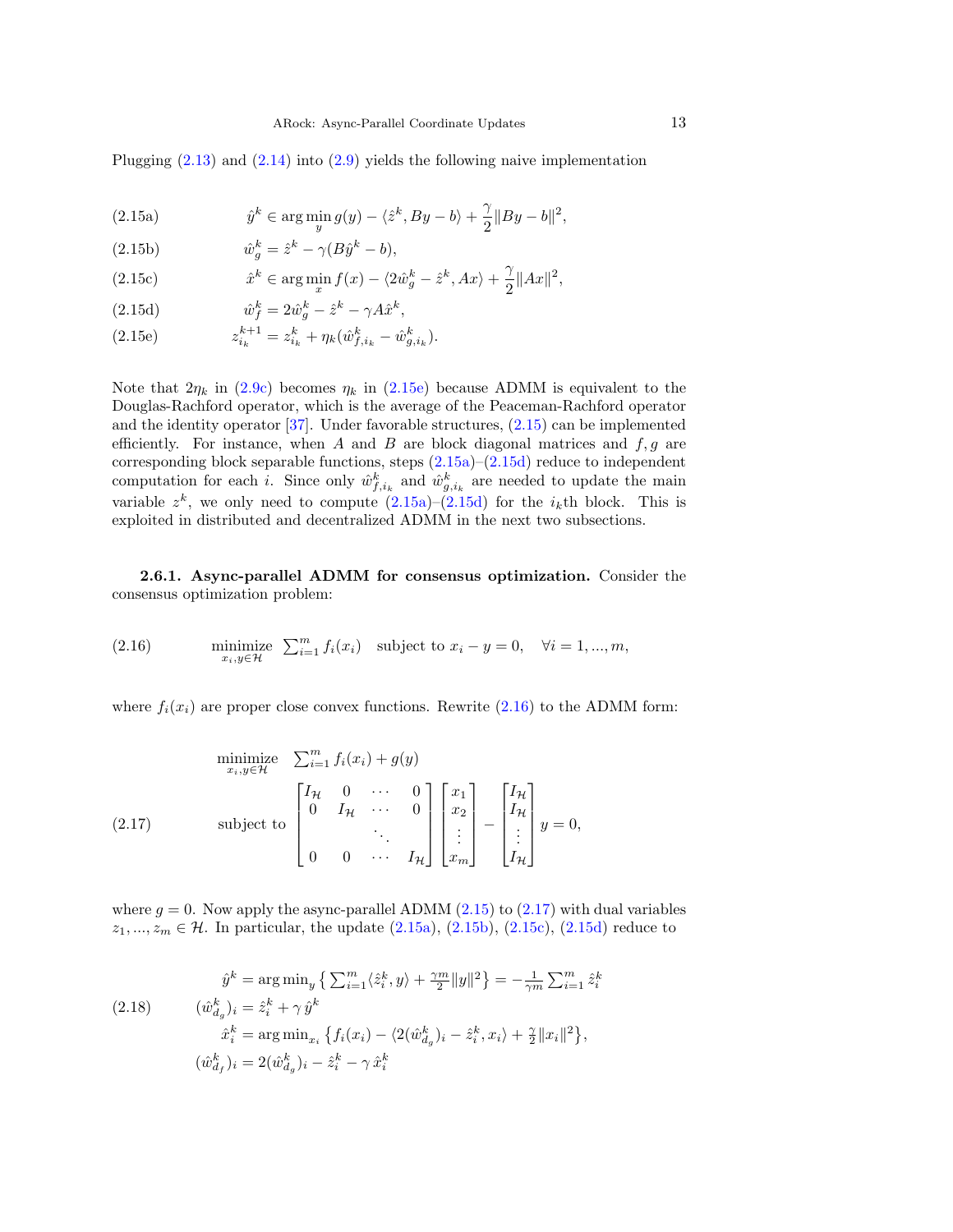Plugging (2.13) and (2.14) into (2.9) yields the following naive implementation

$$\hat{y}^k \in \arg\min_y g(y) - \langle \hat{z}^k, By - b\rangle + \frac{\gamma}{2}\|By - b\|^2, \tag{2.15a}$$

$$\hat{w}_g^k = \hat{z}^k - \gamma(B\hat{y}^k - b), \tag{2.15b}$$

$$\hat{x}^k \in \arg\min_x f(x) - \langle 2\hat{w}_g^k - \hat{z}^k, Ax\rangle + \frac{\gamma}{2}\|Ax\|^2, \tag{2.15c}$$

$$\hat{w}_f^k = 2\hat{w}_g^k - \hat{z}^k - \gamma A\hat{x}^k, \tag{2.15d}$$

$$z_{i_k}^{k+1} = z_{i_k}^k + \eta_k(\hat{w}_{f,i_k}^k - \hat{w}_{g,i_k}^k). \tag{2.15e}$$

Note that $2\eta_k$ in (2.9c) becomes $\eta_k$ in (2.15e) because ADMM is equivalent to the Douglas-Rachford operator, which is the average of the Peaceman-Rachford operator and the identity operator [37]. Under favorable structures, (2.15) can be implemented efficiently. For instance, when $A$ and $B$ are block diagonal matrices and $f, g$ are corresponding block separable functions, steps (2.15a)–(2.15d) reduce to independent computation for each $i$. Since only $\hat{w}_{f,i_k}^k$ and $\hat{w}_{g,i_k}^k$ are needed to update the main variable $z^k$, we only need to compute (2.15a)–(2.15d) for the $i_k$th block. This is exploited in distributed and decentralized ADMM in the next two subsections.

**2.6.1. Async-parallel ADMM for consensus optimization.** Consider the consensus optimization problem:

$$\underset{x_i, y\in\mathcal{H}}{\text{minimize}} \;\; \textstyle\sum_{i=1}^m f_i(x_i) \quad \text{subject to } x_i - y = 0, \quad \forall i = 1, ..., m, \tag{2.16}$$

where $f_i(x_i)$ are proper close convex functions. Rewrite (2.16) to the ADMM form:

$$\begin{aligned} &\underset{x_i, y\in\mathcal{H}}{\text{minimize}} \quad \textstyle\sum_{i=1}^m f_i(x_i) + g(y) \\ &\text{subject to} \begin{bmatrix} I_\mathcal{H} & 0 & \cdots & 0 \\ 0 & I_\mathcal{H} & \cdots & 0 \\ & & \ddots & \\ 0 & 0 & \cdots & I_\mathcal{H} \end{bmatrix} \begin{bmatrix} x_1 \\ x_2 \\ \vdots \\ x_m \end{bmatrix} - \begin{bmatrix} I_\mathcal{H} \\ I_\mathcal{H} \\ \vdots \\ I_\mathcal{H} \end{bmatrix} y = 0, \end{aligned} \tag{2.17}$$

where $g = 0$. Now apply the async-parallel ADMM (2.15) to (2.17) with dual variables $z_1, ..., z_m \in \mathcal{H}$. In particular, the update (2.15a), (2.15b), (2.15c), (2.15d) reduce to

$$\begin{aligned} \hat{y}^k &= \arg\min_y \left\{ \textstyle\sum_{i=1}^m \langle \hat{z}_i^k, y\rangle + \frac{\gamma m}{2}\|y\|^2 \right\} = -\frac{1}{\gamma m}\sum_{i=1}^m \hat{z}_i^k \\ (\hat{w}_{d_g}^k)_i &= \hat{z}_i^k + \gamma\, \hat{y}^k \\ \hat{x}_i^k &= \arg\min_{x_i} \left\{ f_i(x_i) - \langle 2(\hat{w}_{d_g}^k)_i - \hat{z}_i^k, x_i\rangle + \frac{\gamma}{2}\|x_i\|^2 \right\}, \\ (\hat{w}_{d_f}^k)_i &= 2(\hat{w}_{d_g}^k)_i - \hat{z}_i^k - \gamma\, \hat{x}_i^k \end{aligned} \tag{2.18}$$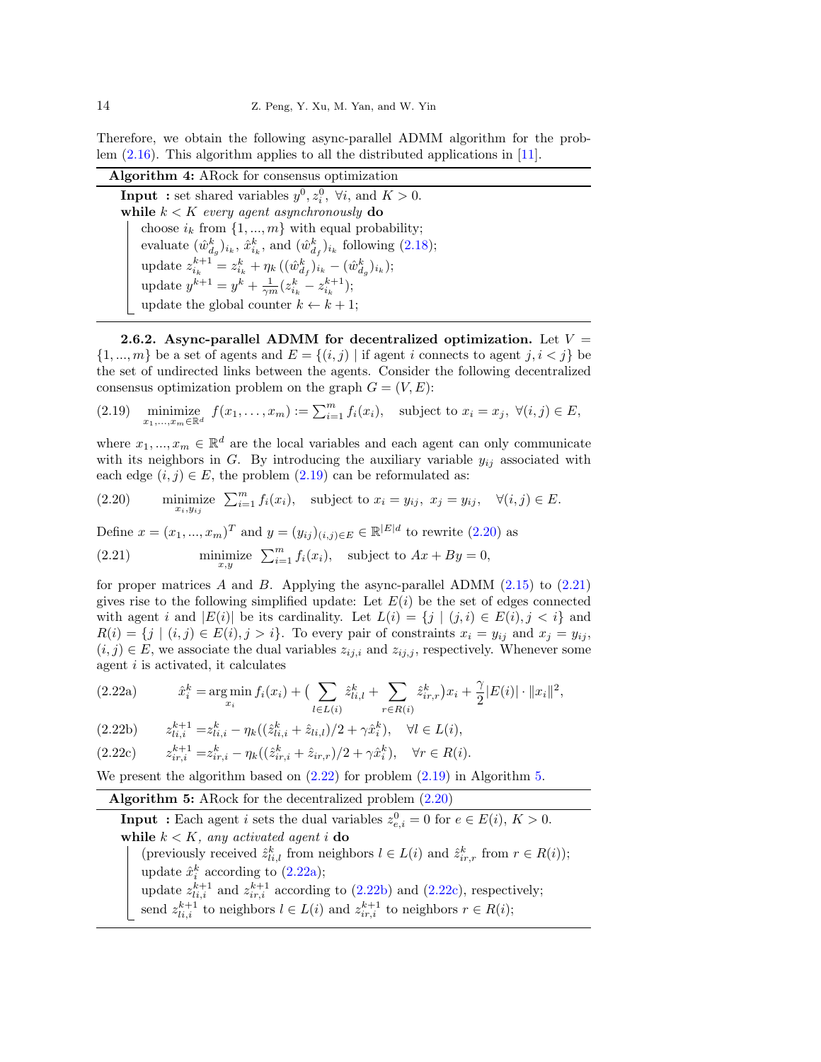Therefore, we obtain the following async-parallel ADMM algorithm for the problem (2.16). This algorithm applies to all the distributed applications in [11].

**Algorithm 4:** ARock for consensus optimization

```
Input : set shared variables y^0, z_i^0, ∀i, and K > 0.
while k < K every agent asynchronously do
    choose i_k from {1, ..., m} with equal probability;
    evaluate (ŵ_{d_g}^k)_{i_k}, x̂_{i_k}^k, and (ŵ_{d_f}^k)_{i_k} following (2.18);
    update z_{i_k}^{k+1} = z_{i_k}^k + η_k ((ŵ_{d_f}^k)_{i_k} − (ŵ_{d_g}^k)_{i_k});
    update y^{k+1} = y^k + (1/(γm)) (z_{i_k}^k − z_{i_k}^{k+1});
    update the global counter k ← k + 1;
```

**2.6.2. Async-parallel ADMM for decentralized optimization.** Let $V = \{1, ..., m\}$ be a set of agents and $E = \{(i, j) \mid \text{if agent } i \text{ connects to agent } j, i < j\}$ be the set of undirected links between the agents. Consider the following decentralized consensus optimization problem on the graph $G = (V, E)$:

$$\text{(2.19)} \quad \underset{x_1,\ldots,x_m \in \mathbb{R}^d}{\text{minimize}} \;\; f(x_1, \ldots, x_m) := \textstyle\sum_{i=1}^m f_i(x_i), \quad \text{subject to } x_i = x_j, \; \forall (i, j) \in E,$$

where $x_1, ..., x_m \in \mathbb{R}^d$ are the local variables and each agent can only communicate with its neighbors in $G$. By introducing the auxiliary variable $y_{ij}$ associated with each edge $(i, j) \in E$, the problem (2.19) can be reformulated as:

$$\text{(2.20)} \qquad \underset{x_i, y_{ij}}{\text{minimize}} \;\; \textstyle\sum_{i=1}^m f_i(x_i), \quad \text{subject to } x_i = y_{ij}, \; x_j = y_{ij}, \quad \forall (i, j) \in E.$$

Define $x = (x_1, ..., x_m)^T$ and $y = (y_{ij})_{(i,j)\in E} \in \mathbb{R}^{|E|d}$ to rewrite (2.20) as

$$\text{(2.21)} \qquad \underset{x,y}{\text{minimize}} \;\; \textstyle\sum_{i=1}^m f_i(x_i), \quad \text{subject to } Ax + By = 0,$$

for proper matrices $A$ and $B$. Applying the async-parallel ADMM (2.15) to (2.21) gives rise to the following simplified update: Let $E(i)$ be the set of edges connected with agent $i$ and $|E(i)|$ be its cardinality. Let $L(i) = \{j \mid (j, i) \in E(i), j < i\}$ and $R(i) = \{j \mid (i, j) \in E(i), j > i\}$. To every pair of constraints $x_i = y_{ij}$ and $x_j = y_{ij}$, $(i, j) \in E$, we associate the dual variables $z_{ij,i}$ and $z_{ij,j}$, respectively. Whenever some agent $i$ is activated, it calculates

$$\text{(2.22a)} \qquad \hat{x}_i^k = \arg\min_{x_i} f_i(x_i) + \Big(\sum_{l\in L(i)} \hat{z}_{li,l}^k + \sum_{r\in R(i)} \hat{z}_{ir,r}^k\Big)x_i + \frac{\gamma}{2}|E(i)| \cdot \|x_i\|^2,$$

$$\text{(2.22b)} \qquad z_{li,i}^{k+1} = z_{li,i}^k - \eta_k((\hat{z}_{li,i}^k + \hat{z}_{li,l})/2 + \gamma\hat{x}_i^k), \quad \forall l \in L(i),$$

$$\text{(2.22c)} \qquad z_{ir,i}^{k+1} = z_{ir,i}^k - \eta_k((\hat{z}_{ir,i}^k + \hat{z}_{ir,r})/2 + \gamma\hat{x}_i^k), \quad \forall r \in R(i).$$

We present the algorithm based on (2.22) for problem (2.19) in Algorithm 5.

**Algorithm 5:** ARock for the decentralized problem (2.20)

```
Input : Each agent i sets the dual variables z_{e,i}^0 = 0 for e ∈ E(i), K > 0.
while k < K, any activated agent i do
    (previously received ẑ_{li,l}^k from neighbors l ∈ L(i) and ẑ_{ir,r}^k from r ∈ R(i));
    update x̂_i^k according to (2.22a);
    update z_{li,i}^{k+1} and z_{ir,i}^{k+1} according to (2.22b) and (2.22c), respectively;
    send z_{li,i}^{k+1} to neighbors l ∈ L(i) and z_{ir,i}^{k+1} to neighbors r ∈ R(i);
```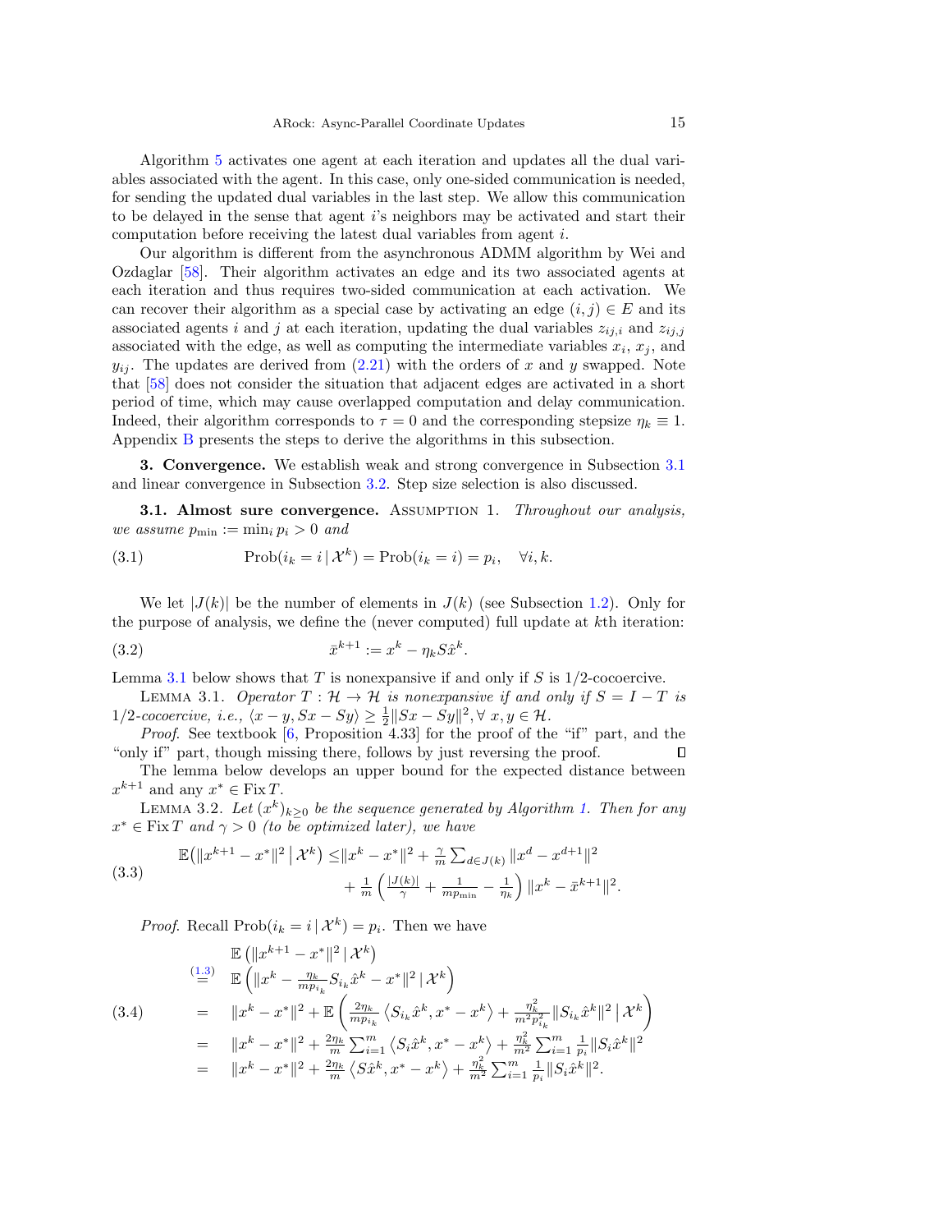Algorithm 5 activates one agent at each iteration and updates all the dual variables associated with the agent. In this case, only one-sided communication is needed, for sending the updated dual variables in the last step. We allow this communication to be delayed in the sense that agent $i$'s neighbors may be activated and start their computation before receiving the latest dual variables from agent $i$.

Our algorithm is different from the asynchronous ADMM algorithm by Wei and Ozdaglar [58]. Their algorithm activates an edge and its two associated agents at each iteration and thus requires two-sided communication at each activation. We can recover their algorithm as a special case by activating an edge $(i,j) \in E$ and its associated agents $i$ and $j$ at each iteration, updating the dual variables $z_{ij,i}$ and $z_{ij,j}$ associated with the edge, as well as computing the intermediate variables $x_i$, $x_j$, and $y_{ij}$. The updates are derived from (2.21) with the orders of $x$ and $y$ swapped. Note that [58] does not consider the situation that adjacent edges are activated in a short period of time, which may cause overlapped computation and delay communication. Indeed, their algorithm corresponds to $\tau = 0$ and the corresponding stepsize $\eta_k \equiv 1$. Appendix B presents the steps to derive the algorithms in this subsection.

## 3. Convergence.

We establish weak and strong convergence in Subsection 3.1 and linear convergence in Subsection 3.2. Step size selection is also discussed.

### 3.1. Almost sure convergence.

ASSUMPTION 1. *Throughout our analysis, we assume $p_{\min} := \min_i p_i > 0$ and*

$$\text{Prob}(i_k = i \,|\, \mathcal{X}^k) = \text{Prob}(i_k = i) = p_i, \quad \forall i, k. \tag{3.1}$$

We let $|J(k)|$ be the number of elements in $J(k)$ (see Subsection 1.2). Only for the purpose of analysis, we define the (never computed) full update at $k$th iteration:

$$\bar{x}^{k+1} := x^k - \eta_k S\hat{x}^k. \tag{3.2}$$

Lemma 3.1 below shows that $T$ is nonexpansive if and only if $S$ is 1/2-cocoercive.

LEMMA 3.1. *Operator $T : \mathcal{H} \to \mathcal{H}$ is nonexpansive if and only if $S = I - T$ is 1/2-cocoercive, i.e., $\langle x - y, Sx - Sy \rangle \geq \frac{1}{2}\|Sx - Sy\|^2, \forall\, x, y \in \mathcal{H}$.*

*Proof.* See textbook [6, Proposition 4.33] for the proof of the "if" part, and the "only if" part, though missing there, follows by just reversing the proof. ∎

The lemma below develops an upper bound for the expected distance between $x^{k+1}$ and any $x^* \in \operatorname{Fix} T$.

LEMMA 3.2. *Let $(x^k)_{k\geq 0}$ be the sequence generated by Algorithm 1. Then for any $x^* \in \operatorname{Fix} T$ and $\gamma > 0$ (to be optimized later), we have*

$$\begin{aligned} \mathbb{E}\big(\|x^{k+1} - x^*\|^2 \,\big|\, \mathcal{X}^k\big) \leq & \|x^k - x^*\|^2 + \tfrac{\gamma}{m} \textstyle\sum_{d \in J(k)} \|x^d - x^{d+1}\|^2 \\ & + \tfrac{1}{m}\left(\tfrac{|J(k)|}{\gamma} + \tfrac{1}{mp_{\min}} - \tfrac{1}{\eta_k}\right)\|x^k - \bar{x}^{k+1}\|^2. \end{aligned} \tag{3.3}$$

*Proof.* Recall $\text{Prob}(i_k = i \,|\, \mathcal{X}^k) = p_i$. Then we have

$$\begin{aligned} & \mathbb{E}\left(\|x^{k+1} - x^*\|^2 \,|\, \mathcal{X}^k\right) \\ \overset{(1.3)}{=} \quad & \mathbb{E}\left(\|x^k - \tfrac{\eta_k}{mp_{i_k}} S_{i_k}\hat{x}^k - x^*\|^2 \,|\, \mathcal{X}^k\right) \\ = \quad & \|x^k - x^*\|^2 + \mathbb{E}\left(\tfrac{2\eta_k}{mp_{i_k}}\left\langle S_{i_k}\hat{x}^k, x^* - x^k\right\rangle + \tfrac{\eta_k^2}{m^2 p_{i_k}^2}\|S_{i_k}\hat{x}^k\|^2 \,|\, \mathcal{X}^k\right) \\ = \quad & \|x^k - x^*\|^2 + \tfrac{2\eta_k}{m}\textstyle\sum_{i=1}^m \left\langle S_i\hat{x}^k, x^* - x^k\right\rangle + \tfrac{\eta_k^2}{m^2}\textstyle\sum_{i=1}^m \tfrac{1}{p_i}\|S_i\hat{x}^k\|^2 \\ = \quad & \|x^k - x^*\|^2 + \tfrac{2\eta_k}{m}\left\langle S\hat{x}^k, x^* - x^k\right\rangle + \tfrac{\eta_k^2}{m^2}\textstyle\sum_{i=1}^m \tfrac{1}{p_i}\|S_i\hat{x}^k\|^2. \end{aligned} \tag{3.4}$$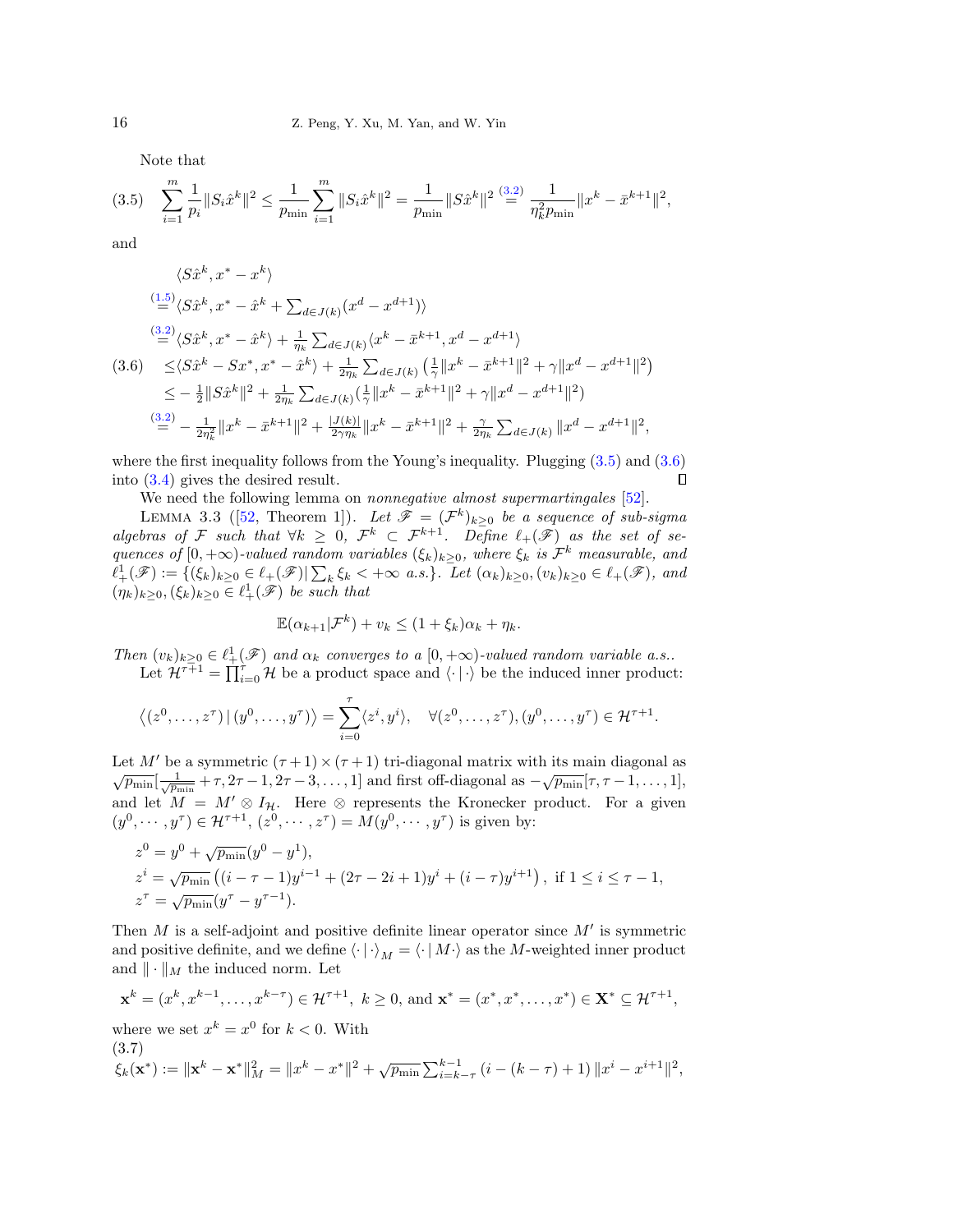Note that

$$
\sum_{i=1}^{m} \frac{1}{p_i}\|S_i\hat{x}^k\|^2 \le \frac{1}{p_{\min}} \sum_{i=1}^{m} \|S_i\hat{x}^k\|^2 = \frac{1}{p_{\min}}\|S\hat{x}^k\|^2 \overset{(3.2)}{=} \frac{1}{\eta_k^2 p_{\min}}\|x^k - \bar{x}^{k+1}\|^2, \tag{3.5}
$$

and

$$
\begin{aligned}
&\langle S\hat{x}^k, x^* - x^k\rangle \\
\overset{(1.5)}{=}& \langle S\hat{x}^k, x^* - \hat{x}^k + \textstyle\sum_{d\in J(k)}(x^d - x^{d+1})\rangle \\
\overset{(3.2)}{=}& \langle S\hat{x}^k, x^* - \hat{x}^k\rangle + \tfrac{1}{\eta_k}\textstyle\sum_{d\in J(k)}\langle x^k - \bar{x}^{k+1}, x^d - x^{d+1}\rangle \\
\le& \langle S\hat{x}^k - Sx^*, x^* - \hat{x}^k\rangle + \tfrac{1}{2\eta_k}\textstyle\sum_{d\in J(k)}\left(\tfrac{1}{\gamma}\|x^k - \bar{x}^{k+1}\|^2 + \gamma\|x^d - x^{d+1}\|^2\right) \\
\le& -\tfrac{1}{2}\|S\hat{x}^k\|^2 + \tfrac{1}{2\eta_k}\textstyle\sum_{d\in J(k)}\left(\tfrac{1}{\gamma}\|x^k - \bar{x}^{k+1}\|^2 + \gamma\|x^d - x^{d+1}\|^2\right) \\
\overset{(3.2)}{=}& -\tfrac{1}{2\eta_k^2}\|x^k - \bar{x}^{k+1}\|^2 + \tfrac{|J(k)|}{2\gamma\eta_k}\|x^k - \bar{x}^{k+1}\|^2 + \tfrac{\gamma}{2\eta_k}\textstyle\sum_{d\in J(k)}\|x^d - x^{d+1}\|^2,
\end{aligned} \tag{3.6}
$$

where the first inequality follows from the Young's inequality. Plugging (3.5) and (3.6) into (3.4) gives the desired result. ∎

We need the following lemma on *nonnegative almost supermartingales* [52].

LEMMA 3.3 ([52, Theorem 1]). *Let $\mathscr{F} = (\mathcal{F}^k)_{k\ge 0}$ be a sequence of sub-sigma algebras of $\mathcal{F}$ such that $\forall k \ge 0$, $\mathcal{F}^k \subset \mathcal{F}^{k+1}$. Define $\ell_+(\mathscr{F})$ as the set of sequences of $[0,+\infty)$-valued random variables $(\xi_k)_{k\ge 0}$, where $\xi_k$ is $\mathcal{F}^k$ measurable, and $\ell_+^1(\mathscr{F}) := \{(\xi_k)_{k\ge0} \in \ell_+(\mathscr{F}) \,|\, \sum_k \xi_k < +\infty \text{ a.s.}\}$. Let $(\alpha_k)_{k\ge0}, (v_k)_{k\ge0} \in \ell_+(\mathscr{F})$, and $(\eta_k)_{k\ge0}, (\xi_k)_{k\ge0} \in \ell_+^1(\mathscr{F})$ be such that*

$$
\mathbb{E}(\alpha_{k+1}|\mathcal{F}^k) + v_k \le (1+\xi_k)\alpha_k + \eta_k.
$$

*Then $(v_k)_{k\ge0} \in \ell_+^1(\mathscr{F})$ and $\alpha_k$ converges to a $[0,+\infty)$-valued random variable a.s..*

Let $\mathcal{H}^{\tau+1} = \prod_{i=0}^{\tau}\mathcal{H}$ be a product space and $\langle\cdot\,|\,\cdot\rangle$ be the induced inner product:

$$
\big\langle (z^0,\ldots,z^\tau)\,|\,(y^0,\ldots,y^\tau)\big\rangle = \sum_{i=0}^{\tau}\langle z^i, y^i\rangle, \quad \forall (z^0,\ldots,z^\tau),(y^0,\ldots,y^\tau) \in \mathcal{H}^{\tau+1}.
$$

Let $M'$ be a symmetric $(\tau+1)\times(\tau+1)$ tri-diagonal matrix with its main diagonal as $\sqrt{p_{\min}}[\frac{1}{\sqrt{p_{\min}}}+\tau, 2\tau-1, 2\tau-3,\ldots,1]$ and first off-diagonal as $-\sqrt{p_{\min}}[\tau,\tau-1,\ldots,1]$, and let $M = M'\otimes I_{\mathcal{H}}$. Here $\otimes$ represents the Kronecker product. For a given $(y^0,\cdots,y^\tau)\in\mathcal{H}^{\tau+1}$, $(z^0,\cdots,z^\tau) = M(y^0,\cdots,y^\tau)$ is given by:

$$
\begin{aligned}
&z^0 = y^0 + \sqrt{p_{\min}}(y^0 - y^1), \\
&z^i = \sqrt{p_{\min}}\left((i-\tau-1)y^{i-1} + (2\tau-2i+1)y^i + (i-\tau)y^{i+1}\right), \text{ if } 1\le i\le \tau-1, \\
&z^\tau = \sqrt{p_{\min}}(y^\tau - y^{\tau-1}).
\end{aligned}
$$

Then $M$ is a self-adjoint and positive definite linear operator since $M'$ is symmetric and positive definite, and we define $\langle\cdot\,|\,\cdot\rangle_M = \langle\cdot\,|\,M\cdot\rangle$ as the $M$-weighted inner product and $\|\cdot\|_M$ the induced norm. Let

$$
\mathbf{x}^k = (x^k, x^{k-1},\ldots,x^{k-\tau}) \in \mathcal{H}^{\tau+1},\ k\ge 0, \text{ and } \mathbf{x}^* = (x^*,x^*,\ldots,x^*) \in \mathbf{X}^* \subseteq \mathcal{H}^{\tau+1},
$$

where we set $x^k = x^0$ for $k<0$. With

$$
\xi_k(\mathbf{x}^*) := \|\mathbf{x}^k - \mathbf{x}^*\|_M^2 = \|x^k - x^*\|^2 + \sqrt{p_{\min}}\textstyle\sum_{i=k-\tau}^{k-1}\left(i-(k-\tau)+1\right)\|x^i - x^{i+1}\|^2, \tag{3.7}
$$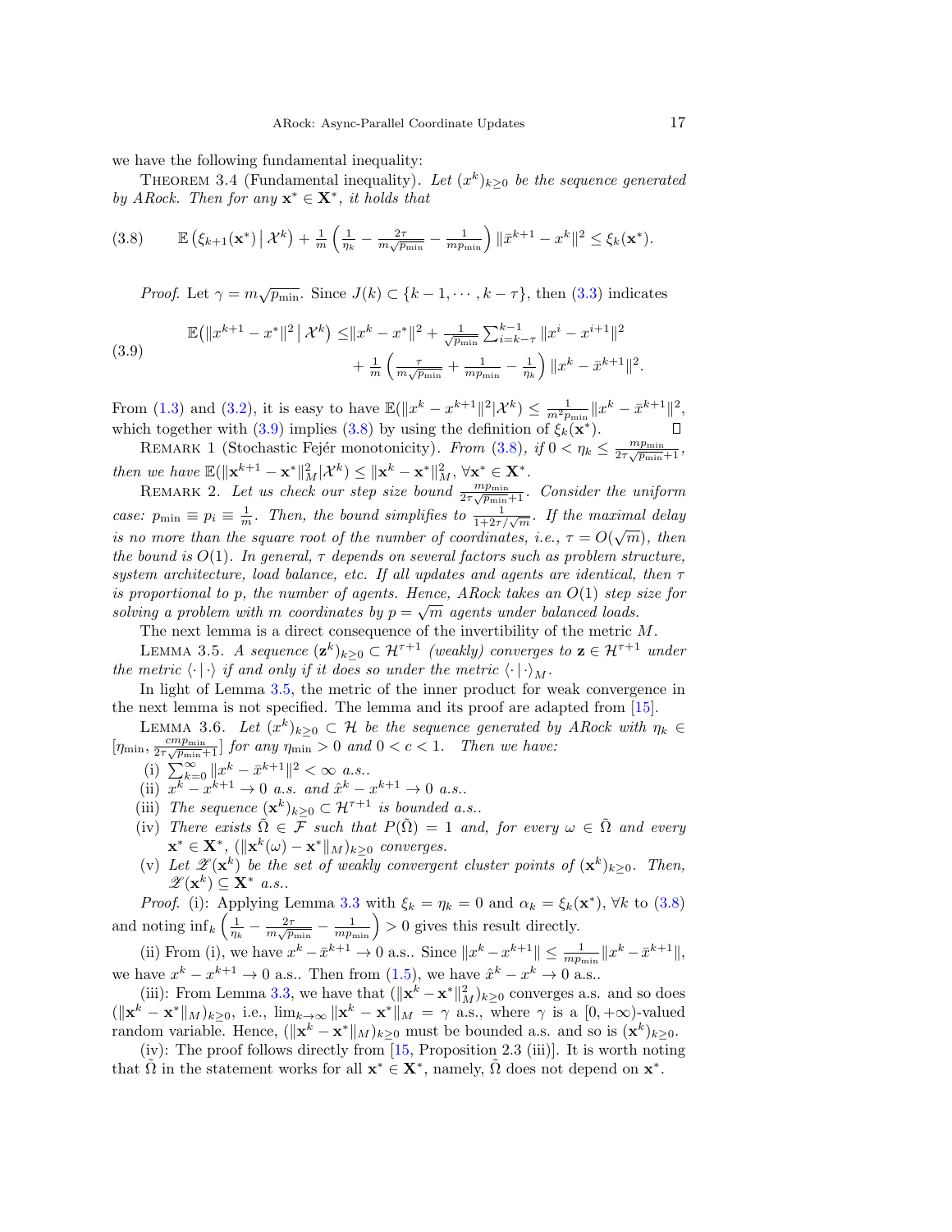we have the following fundamental inequality:

THEOREM 3.4 (Fundamental inequality). *Let $(x^k)_{k\geq 0}$ be the sequence generated by ARock. Then for any $\mathbf{x}^* \in \mathbf{X}^*$, it holds that*

$$\mathbb{E}\left(\xi_{k+1}(\mathbf{x}^*)\,\middle|\,\mathcal{X}^k\right) + \tfrac{1}{m}\left(\tfrac{1}{\eta_k} - \tfrac{2\tau}{m\sqrt{p_{\min}}} - \tfrac{1}{mp_{\min}}\right)\|\bar{x}^{k+1} - x^k\|^2 \leq \xi_k(\mathbf{x}^*). \tag{3.8}$$

*Proof.* Let $\gamma = m\sqrt{p_{\min}}$. Since $J(k) \subset \{k-1, \cdots, k-\tau\}$, then (3.3) indicates

$$\begin{aligned}\mathbb{E}\big(\|x^{k+1} - x^*\|^2\,\big|\,\mathcal{X}^k\big) \leq &\|x^k - x^*\|^2 + \tfrac{1}{\sqrt{p_{\min}}}\textstyle\sum_{i=k-\tau}^{k-1}\|x^i - x^{i+1}\|^2 \\ &+ \tfrac{1}{m}\left(\tfrac{\tau}{m\sqrt{p_{\min}}} + \tfrac{1}{mp_{\min}} - \tfrac{1}{\eta_k}\right)\|x^k - \bar{x}^{k+1}\|^2.\end{aligned} \tag{3.9}$$

From (1.3) and (3.2), it is easy to have $\mathbb{E}(\|x^k - x^{k+1}\|^2|\mathcal{X}^k) \leq \frac{1}{m^2 p_{\min}}\|x^k - \bar{x}^{k+1}\|^2$, which together with (3.9) implies (3.8) by using the definition of $\xi_k(\mathbf{x}^*)$. ∎

REMARK 1 (Stochastic Fejér monotonicity). *From (3.8), if $0 < \eta_k \leq \frac{mp_{\min}}{2\tau\sqrt{p_{\min}}+1}$, then we have $\mathbb{E}(\|\mathbf{x}^{k+1} - \mathbf{x}^*\|_M^2|\mathcal{X}^k) \leq \|\mathbf{x}^k - \mathbf{x}^*\|_M^2$, $\forall \mathbf{x}^* \in \mathbf{X}^*$.*

REMARK 2. *Let us check our step size bound $\frac{mp_{\min}}{2\tau\sqrt{p_{\min}}+1}$. Consider the uniform case: $p_{\min} \equiv p_i \equiv \frac{1}{m}$. Then, the bound simplifies to $\frac{1}{1+2\tau/\sqrt{m}}$. If the maximal delay is no more than the square root of the number of coordinates, i.e., $\tau = O(\sqrt{m})$, then the bound is $O(1)$. In general, $\tau$ depends on several factors such as problem structure, system architecture, load balance, etc. If all updates and agents are identical, then $\tau$ is proportional to p, the number of agents. Hence, ARock takes an $O(1)$ step size for solving a problem with $m$ coordinates by $p = \sqrt{m}$ agents under balanced loads.*

The next lemma is a direct consequence of the invertibility of the metric $M$.

LEMMA 3.5. *A sequence $(\mathbf{z}^k)_{k\geq 0} \subset \mathcal{H}^{\tau+1}$ (weakly) converges to $\mathbf{z} \in \mathcal{H}^{\tau+1}$ under the metric $\langle\cdot\,|\,\cdot\rangle$ if and only if it does so under the metric $\langle\cdot\,|\,\cdot\rangle_M$.*

In light of Lemma 3.5, the metric of the inner product for weak convergence in the next lemma is not specified. The lemma and its proof are adapted from [15].

LEMMA 3.6. *Let $(x^k)_{k\geq 0} \subset \mathcal{H}$ be the sequence generated by ARock with $\eta_k \in [\eta_{\min}, \frac{cmp_{\min}}{2\tau\sqrt{p_{\min}}+1}]$ for any $\eta_{\min} > 0$ and $0 < c < 1$. Then we have:*

- (i) *$\sum_{k=0}^{\infty}\|x^k - \bar{x}^{k+1}\|^2 < \infty$ a.s..*
- (ii) *$x^k - x^{k+1} \to 0$ a.s. and $\hat{x}^k - x^{k+1} \to 0$ a.s..*
- (iii) *The sequence $(\mathbf{x}^k)_{k\geq 0} \subset \mathcal{H}^{\tau+1}$ is bounded a.s..*
- (iv) *There exists $\tilde{\Omega} \in \mathcal{F}$ such that $P(\tilde{\Omega}) = 1$ and, for every $\omega \in \tilde{\Omega}$ and every $\mathbf{x}^* \in \mathbf{X}^*$, $(\|\mathbf{x}^k(\omega) - \mathbf{x}^*\|_M)_{k\geq 0}$ converges.*
- (v) *Let $\mathscr{Z}(\mathbf{x}^k)$ be the set of weakly convergent cluster points of $(\mathbf{x}^k)_{k\geq 0}$. Then, $\mathscr{Z}(\mathbf{x}^k) \subseteq \mathbf{X}^*$ a.s..*

*Proof.* (i): Applying Lemma 3.3 with $\xi_k = \eta_k = 0$ and $\alpha_k = \xi_k(\mathbf{x}^*)$, $\forall k$ to (3.8) and noting $\inf_k\left(\frac{1}{\eta_k} - \frac{2\tau}{m\sqrt{p_{\min}}} - \frac{1}{mp_{\min}}\right) > 0$ gives this result directly.

(ii) From (i), we have $x^k - \bar{x}^{k+1} \to 0$ a.s.. Since $\|x^k - x^{k+1}\| \leq \frac{1}{mp_{\min}}\|x^k - \bar{x}^{k+1}\|$, we have $x^k - x^{k+1} \to 0$ a.s.. Then from (1.5), we have $\hat{x}^k - x^k \to 0$ a.s..

(iii): From Lemma 3.3, we have that $(\|\mathbf{x}^k - \mathbf{x}^*\|_M^2)_{k\geq 0}$ converges a.s. and so does $(\|\mathbf{x}^k - \mathbf{x}^*\|_M)_{k\geq 0}$, i.e., $\lim_{k\to\infty}\|\mathbf{x}^k - \mathbf{x}^*\|_M = \gamma$ a.s., where $\gamma$ is a $[0, +\infty)$-valued random variable. Hence, $(\|\mathbf{x}^k - \mathbf{x}^*\|_M)_{k\geq 0}$ must be bounded a.s. and so is $(\mathbf{x}^k)_{k\geq 0}$.

(iv): The proof follows directly from [15, Proposition 2.3 (iii)]. It is worth noting that $\tilde{\Omega}$ in the statement works for all $\mathbf{x}^* \in \mathbf{X}^*$, namely, $\tilde{\Omega}$ does not depend on $\mathbf{x}^*$.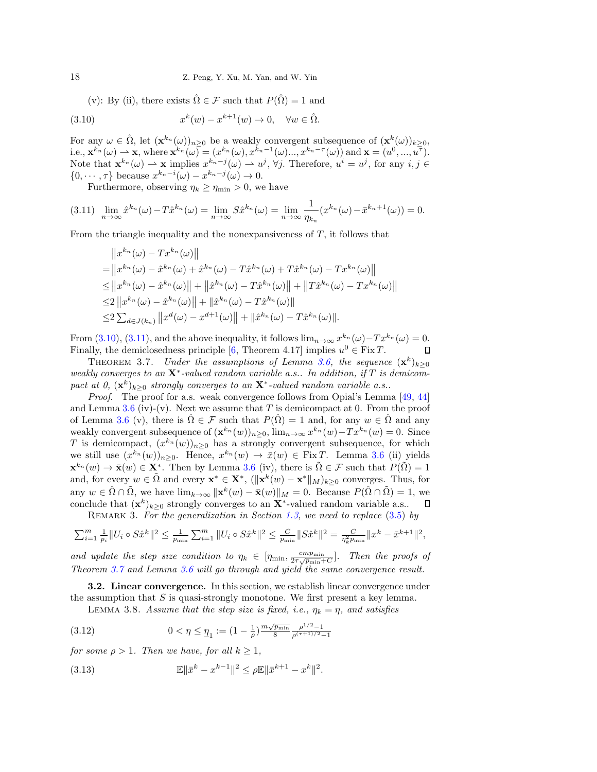(v): By (ii), there exists $\hat{\Omega} \in \mathcal{F}$ such that $P(\hat{\Omega}) = 1$ and

$$x^k(w) - x^{k+1}(w) \to 0, \quad \forall w \in \hat{\Omega}. \tag{3.10}$$

For any $\omega \in \hat{\Omega}$, let $(\mathbf{x}^{k_n}(\omega))_{n\geq 0}$ be a weakly convergent subsequence of $(\mathbf{x}^k(\omega))_{k\geq 0}$, i.e., $\mathbf{x}^{k_n}(\omega) \rightharpoonup \mathbf{x}$, where $\mathbf{x}^{k_n}(\omega) = (x^{k_n}(\omega), x^{k_n-1}(\omega)..., x^{k_n-\tau}(\omega))$ and $\mathbf{x} = (u^0, ..., u^\tau)$. Note that $\mathbf{x}^{k_n}(\omega) \rightharpoonup \mathbf{x}$ implies $x^{k_n-j}(\omega) \rightharpoonup u^j$, $\forall j$. Therefore, $u^i = u^j$, for any $i, j \in \{0, \cdots, \tau\}$ because $x^{k_n-i}(\omega) - x^{k_n-j}(\omega) \to 0$.

Furthermore, observing $\eta_k \geq \eta_{\min} > 0$, we have

$$\lim_{n\to\infty} \hat{x}^{k_n}(\omega) - T\hat{x}^{k_n}(\omega) = \lim_{n\to\infty} S\hat{x}^{k_n}(\omega) = \lim_{n\to\infty} \frac{1}{\eta_{k_n}}(x^{k_n}(\omega) - \bar{x}^{k_n+1}(\omega)) = 0. \tag{3.11}$$

From the triangle inequality and the nonexpansiveness of $T$, it follows that

$$\begin{aligned}
&\left\|x^{k_n}(\omega) - Tx^{k_n}(\omega)\right\| \\
=&\left\|x^{k_n}(\omega) - \hat{x}^{k_n}(\omega) + \hat{x}^{k_n}(\omega) - T\hat{x}^{k_n}(\omega) + T\hat{x}^{k_n}(\omega) - Tx^{k_n}(\omega)\right\| \\
\leq&\left\|x^{k_n}(\omega) - \hat{x}^{k_n}(\omega)\right\| + \left\|\hat{x}^{k_n}(\omega) - T\hat{x}^{k_n}(\omega)\right\| + \left\|T\hat{x}^{k_n}(\omega) - Tx^{k_n}(\omega)\right\| \\
\leq&2\left\|x^{k_n}(\omega) - \hat{x}^{k_n}(\omega)\right\| + \|\hat{x}^{k_n}(\omega) - T\hat{x}^{k_n}(\omega)\| \\
\leq&2\textstyle\sum_{d\in J(k_n)}\left\|x^d(\omega) - x^{d+1}(\omega)\right\| + \|\hat{x}^{k_n}(\omega) - T\hat{x}^{k_n}(\omega)\|.
\end{aligned}$$

From (3.10), (3.11), and the above inequality, it follows $\lim_{n\to\infty} x^{k_n}(\omega) - Tx^{k_n}(\omega) = 0$. Finally, the demiclosedness principle [6, Theorem 4.17] implies $u^0 \in \operatorname{Fix} T$. ∎

Theorem 3.7. *Under the assumptions of Lemma 3.6, the sequence $(\mathbf{x}^k)_{k\geq 0}$ weakly converges to an $\mathbf{X}^*$-valued random variable a.s.. In addition, if $T$ is demicompact at 0, $(\mathbf{x}^k)_{k\geq 0}$ strongly converges to an $\mathbf{X}^*$-valued random variable a.s..*

*Proof.* The proof for a.s. weak convergence follows from Opial's Lemma [49, 44] and Lemma 3.6 (iv)-(v). Next we assume that $T$ is demicompact at 0. From the proof of Lemma 3.6 (v), there is $\hat{\Omega} \in \mathcal{F}$ such that $P(\hat{\Omega}) = 1$ and, for any $w \in \hat{\Omega}$ and any weakly convergent subsequence of $(\mathbf{x}^{k_n}(w))_{n\geq 0}$, $\lim_{n\to\infty} x^{k_n}(w) - Tx^{k_n}(w) = 0$. Since $T$ is demicompact, $(x^{k_n}(w))_{n\geq 0}$ has a strongly convergent subsequence, for which we still use $(x^{k_n}(w))_{n\geq 0}$. Hence, $x^{k_n}(w) \to \bar{x}(w) \in \operatorname{Fix} T$. Lemma 3.6 (ii) yields $\mathbf{x}^{k_n}(w) \to \bar{\mathbf{x}}(w) \in \mathbf{X}^*$. Then by Lemma 3.6 (iv), there is $\tilde{\Omega} \in \mathcal{F}$ such that $P(\tilde{\Omega}) = 1$ and, for every $w \in \tilde{\Omega}$ and every $\mathbf{x}^* \in \mathbf{X}^*$, $(\|\mathbf{x}^k(w) - \mathbf{x}^*\|_M)_{k\geq 0}$ converges. Thus, for any $w \in \hat{\Omega} \cap \tilde{\Omega}$, we have $\lim_{k\to\infty} \|\mathbf{x}^k(w) - \bar{\mathbf{x}}(w)\|_M = 0$. Because $P(\hat{\Omega} \cap \tilde{\Omega}) = 1$, we conclude that $(\mathbf{x}^k)_{k\geq 0}$ strongly converges to an $\mathbf{X}^*$-valued random variable a.s.. ∎

Remark 3. *For the generalization in Section 1.3, we need to replace (3.5) by*

$$\textstyle\sum_{i=1}^m \frac{1}{p_i}\|U_i \circ S\hat{x}^k\|^2 \leq \frac{1}{p_{\min}}\sum_{i=1}^m \|U_i \circ S\hat{x}^k\|^2 \leq \frac{C}{p_{\min}}\|S\hat{x}^k\|^2 = \frac{C}{\eta_k^2 p_{\min}}\|x^k - \bar{x}^{k+1}\|^2,$$

*and update the step size condition to $\eta_k \in [\eta_{\min}, \frac{cmp_{\min}}{2\tau\sqrt{p_{\min}}+C}]$. Then the proofs of Theorem 3.7 and Lemma 3.6 will go through and yield the same convergence result.*

### 3.2. Linear convergence.

In this section, we establish linear convergence under the assumption that $S$ is quasi-strongly monotone. We first present a key lemma.

Lemma 3.8. *Assume that the step size is fixed, i.e., $\eta_k = \eta$, and satisfies*

$$0 < \eta \leq \underline{\eta}_1 := (1 - \tfrac{1}{\rho})\tfrac{m\sqrt{p_{\min}}}{8}\tfrac{\rho^{1/2}-1}{\rho^{(\tau+1)/2}-1} \tag{3.12}$$

*for some $\rho > 1$. Then we have, for all $k \geq 1$,*

$$\mathbb{E}\|\bar{x}^k - x^{k-1}\|^2 \leq \rho\mathbb{E}\|\bar{x}^{k+1} - x^k\|^2. \tag{3.13}$$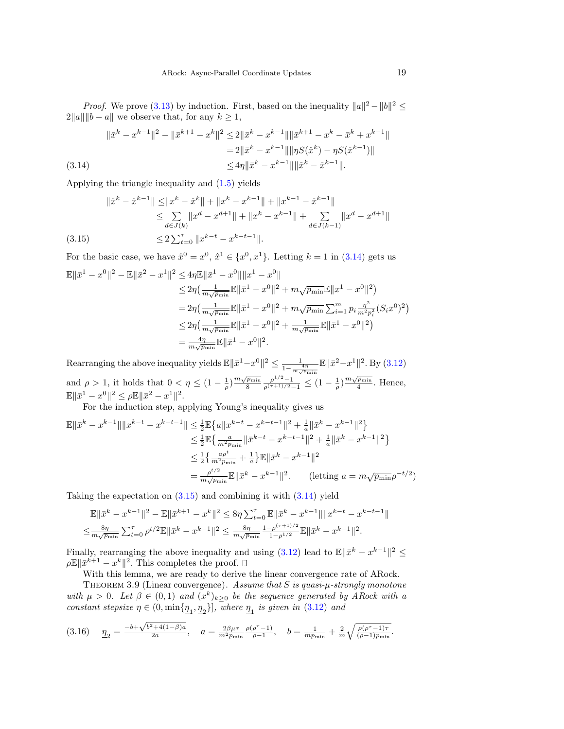*Proof.* We prove (3.13) by induction. First, based on the inequality $\|a\|^2 - \|b\|^2 \leq 2\|a\|\|b-a\|$ we observe that, for any $k \geq 1$,

$$
\begin{aligned}
\|\bar{x}^k - x^{k-1}\|^2 - \|\bar{x}^{k+1} - x^k\|^2 &\leq 2\|\bar{x}^k - x^{k-1}\|\|\bar{x}^{k+1} - x^k - \bar{x}^k + x^{k-1}\| \\
&= 2\|\bar{x}^k - x^{k-1}\|\|\eta S(\hat{x}^k) - \eta S(\hat{x}^{k-1})\| \\
&\leq 4\eta\|\bar{x}^k - x^{k-1}\|\|\hat{x}^k - \hat{x}^{k-1}\|. \qquad (3.14)
\end{aligned}
$$

Applying the triangle inequality and (1.5) yields

$$
\begin{aligned}
\|\hat{x}^k - \hat{x}^{k-1}\| &\leq \|x^k - \hat{x}^k\| + \|x^k - x^{k-1}\| + \|x^{k-1} - \hat{x}^{k-1}\| \\
&\leq \sum_{d \in J(k)} \|x^d - x^{d+1}\| + \|x^k - x^{k-1}\| + \sum_{d \in J(k-1)} \|x^d - x^{d+1}\| \\
&\leq 2\textstyle\sum_{t=0}^{\tau} \|x^{k-t} - x^{k-t-1}\|. \qquad (3.15)
\end{aligned}
$$

For the basic case, we have $\hat{x}^0 = x^0$, $\hat{x}^1 \in \{x^0, x^1\}$. Letting $k = 1$ in (3.14) gets us

$$
\begin{aligned}
\mathbb{E}\|\bar{x}^1 - x^0\|^2 - \mathbb{E}\|\bar{x}^2 - x^1\|^2 &\leq 4\eta\mathbb{E}\|\bar{x}^1 - x^0\|\|x^1 - x^0\| \\
&\leq 2\eta\big(\tfrac{1}{m\sqrt{p_{\min}}}\mathbb{E}\|\bar{x}^1 - x^0\|^2 + m\sqrt{p_{\min}}\mathbb{E}\|x^1 - x^0\|^2\big) \\
&= 2\eta\big(\tfrac{1}{m\sqrt{p_{\min}}}\mathbb{E}\|\bar{x}^1 - x^0\|^2 + m\sqrt{p_{\min}}\textstyle\sum_{i=1}^m p_i \frac{\eta^2}{m^2 p_i^2}(S_i x^0)^2\big) \\
&\leq 2\eta\big(\tfrac{1}{m\sqrt{p_{\min}}}\mathbb{E}\|\bar{x}^1 - x^0\|^2 + \tfrac{1}{m\sqrt{p_{\min}}}\mathbb{E}\|\bar{x}^1 - x^0\|^2\big) \\
&= \tfrac{4\eta}{m\sqrt{p_{\min}}}\mathbb{E}\|\bar{x}^1 - x^0\|^2.
\end{aligned}
$$

Rearranging the above inequality yields $\mathbb{E}\|\bar{x}^1 - x^0\|^2 \leq \frac{1}{1 - \frac{4\eta}{m\sqrt{p_{\min}}}}\mathbb{E}\|\bar{x}^2 - x^1\|^2$. By (3.12) and $\rho > 1$, it holds that $0 < \eta \leq (1 - \frac{1}{\rho})\frac{m\sqrt{p_{\min}}}{8}\frac{\rho^{1/2} - 1}{\rho^{(\tau+1)/2} - 1} \leq (1 - \frac{1}{\rho})\frac{m\sqrt{p_{\min}}}{4}$. Hence, $\mathbb{E}\|\bar{x}^1 - x^0\|^2 \leq \rho\mathbb{E}\|\bar{x}^2 - x^1\|^2$.

For the induction step, applying Young's inequality gives us

$$
\begin{aligned}
\mathbb{E}\|\bar{x}^k - x^{k-1}\|\|x^{k-t} - x^{k-t-1}\| &\leq \tfrac{1}{2}\mathbb{E}\big\{a\|x^{k-t} - x^{k-t-1}\|^2 + \tfrac{1}{a}\|\bar{x}^k - x^{k-1}\|^2\big\} \\
&\leq \tfrac{1}{2}\mathbb{E}\big\{\tfrac{a}{m^2 p_{\min}}\|\bar{x}^{k-t} - x^{k-t-1}\|^2 + \tfrac{1}{a}\|\bar{x}^k - x^{k-1}\|^2\big\} \\
&\leq \tfrac{1}{2}\big\{\tfrac{a\rho^t}{m^2 p_{\min}} + \tfrac{1}{a}\big\}\mathbb{E}\|\bar{x}^k - x^{k-1}\|^2 \\
&= \tfrac{\rho^{t/2}}{m\sqrt{p_{\min}}}\mathbb{E}\|\bar{x}^k - x^{k-1}\|^2. \qquad (\text{letting } a = m\sqrt{p_{\min}}\rho^{-t/2})
\end{aligned}
$$

Taking the expectation on (3.15) and combining it with (3.14) yield

$$
\begin{aligned}
&\mathbb{E}\|\bar{x}^k - x^{k-1}\|^2 - \mathbb{E}\|\bar{x}^{k+1} - x^k\|^2 \leq 8\eta\textstyle\sum_{t=0}^{\tau}\mathbb{E}\|\bar{x}^k - x^{k-1}\|\|x^{k-t} - x^{k-t-1}\| \\
\leq &\tfrac{8\eta}{m\sqrt{p_{\min}}}\textstyle\sum_{t=0}^{\tau}\rho^{t/2}\mathbb{E}\|\bar{x}^k - x^{k-1}\|^2 \leq \tfrac{8\eta}{m\sqrt{p_{\min}}}\tfrac{1 - \rho^{(\tau+1)/2}}{1 - \rho^{1/2}}\mathbb{E}\|\bar{x}^k - x^{k-1}\|^2.
\end{aligned}
$$

Finally, rearranging the above inequality and using (3.12) lead to $\mathbb{E}\|\bar{x}^k - x^{k-1}\|^2 \leq \rho\mathbb{E}\|\bar{x}^{k+1} - x^k\|^2$. This completes the proof. $\square$

With this lemma, we are ready to derive the linear convergence rate of ARock.

THEOREM 3.9 (Linear convergence). *Assume that $S$ is quasi-$\mu$-strongly monotone with $\mu > 0$. Let $\beta \in (0, 1)$ and $(x^k)_{k \geq 0}$ be the sequence generated by ARock with a constant stepsize $\eta \in (0, \min\{\underline{\eta}_1, \underline{\eta}_2\}]$, where $\underline{\eta}_1$ is given in (3.12) and*

$$
\underline{\eta}_2 = \frac{-b + \sqrt{b^2 + 4(1-\beta)a}}{2a}, \quad a = \frac{2\beta\mu\tau}{m^2 p_{\min}}\frac{\rho(\rho^\tau - 1)}{\rho - 1}, \quad b = \frac{1}{m p_{\min}} + \frac{2}{m}\sqrt{\frac{\rho(\rho^\tau - 1)\tau}{(\rho - 1)p_{\min}}}. \qquad (3.16)
$$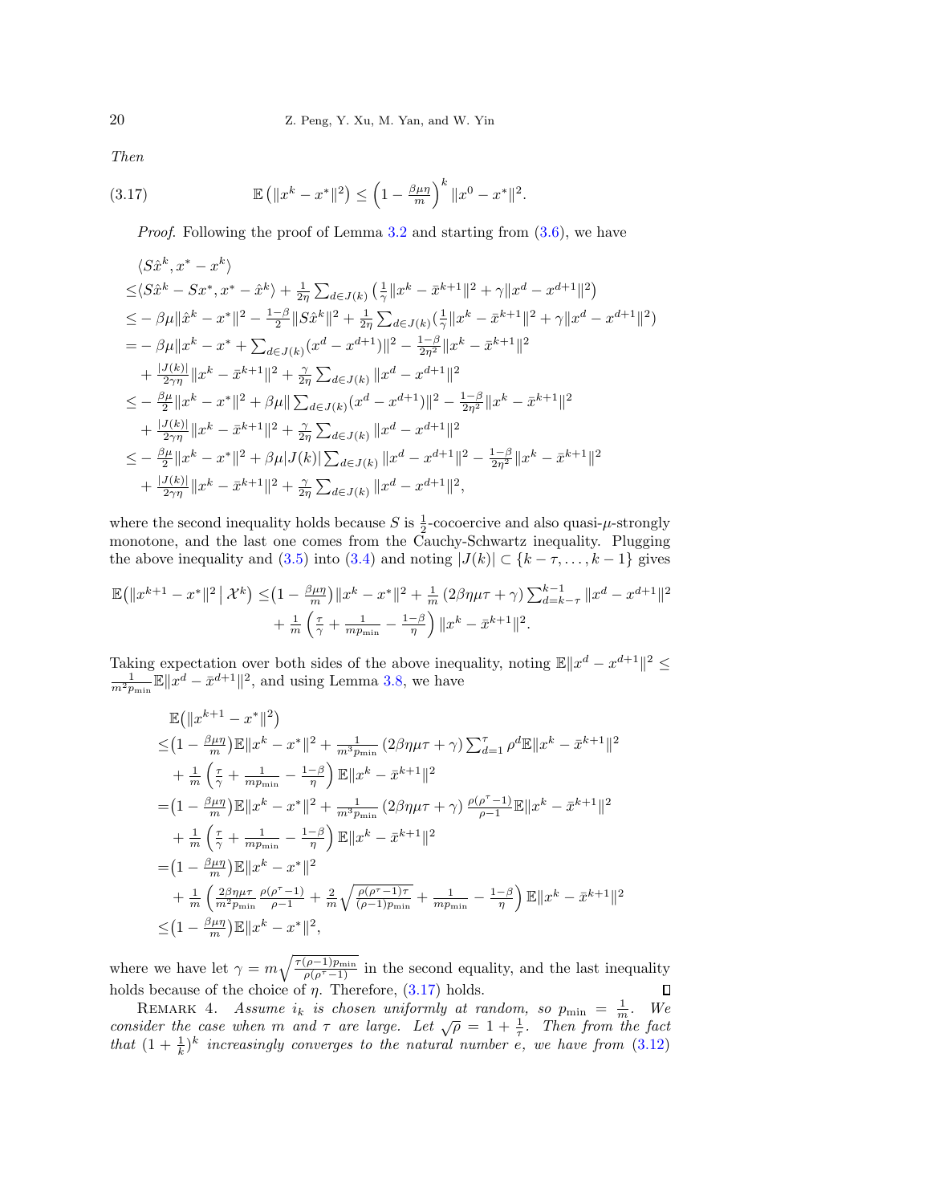*Then*

$$\mathbb{E}\left(\|x^k - x^*\|^2\right) \le \left(1 - \frac{\beta\mu\eta}{m}\right)^k \|x^0 - x^*\|^2. \tag{3.17}$$

*Proof.* Following the proof of Lemma 3.2 and starting from (3.6), we have

$$
\begin{aligned}
&\langle S\hat{x}^k, x^* - x^k\rangle \\
\le&\langle S\hat{x}^k - Sx^*, x^* - \hat{x}^k\rangle + \tfrac{1}{2\eta}\textstyle\sum_{d\in J(k)}\left(\tfrac{1}{\gamma}\|x^k - \bar{x}^{k+1}\|^2 + \gamma\|x^d - x^{d+1}\|^2\right) \\
\le& -\beta\mu\|\hat{x}^k - x^*\|^2 - \tfrac{1-\beta}{2}\|S\hat{x}^k\|^2 + \tfrac{1}{2\eta}\textstyle\sum_{d\in J(k)}\left(\tfrac{1}{\gamma}\|x^k - \bar{x}^{k+1}\|^2 + \gamma\|x^d - x^{d+1}\|^2\right) \\
=& -\beta\mu\|x^k - x^* + \textstyle\sum_{d\in J(k)}(x^d - x^{d+1})\|^2 - \tfrac{1-\beta}{2\eta^2}\|x^k - \bar{x}^{k+1}\|^2 \\
&+ \tfrac{|J(k)|}{2\gamma\eta}\|x^k - \bar{x}^{k+1}\|^2 + \tfrac{\gamma}{2\eta}\textstyle\sum_{d\in J(k)}\|x^d - x^{d+1}\|^2 \\
\le& -\tfrac{\beta\mu}{2}\|x^k - x^*\|^2 + \beta\mu\|\textstyle\sum_{d\in J(k)}(x^d - x^{d+1})\|^2 - \tfrac{1-\beta}{2\eta^2}\|x^k - \bar{x}^{k+1}\|^2 \\
&+ \tfrac{|J(k)|}{2\gamma\eta}\|x^k - \bar{x}^{k+1}\|^2 + \tfrac{\gamma}{2\eta}\textstyle\sum_{d\in J(k)}\|x^d - x^{d+1}\|^2 \\
\le& -\tfrac{\beta\mu}{2}\|x^k - x^*\|^2 + \beta\mu|J(k)|\textstyle\sum_{d\in J(k)}\|x^d - x^{d+1}\|^2 - \tfrac{1-\beta}{2\eta^2}\|x^k - \bar{x}^{k+1}\|^2 \\
&+ \tfrac{|J(k)|}{2\gamma\eta}\|x^k - \bar{x}^{k+1}\|^2 + \tfrac{\gamma}{2\eta}\textstyle\sum_{d\in J(k)}\|x^d - x^{d+1}\|^2,
\end{aligned}
$$

where the second inequality holds because $S$ is $\frac{1}{2}$-cocoercive and also quasi-$\mu$-strongly monotone, and the last one comes from the Cauchy-Schwartz inequality. Plugging the above inequality and (3.5) into (3.4) and noting $|J(k)| \subset \{k-\tau, \ldots, k-1\}$ gives

$$
\begin{aligned}
\mathbb{E}\left(\|x^{k+1} - x^*\|^2 \,\middle|\, \mathcal{X}^k\right) \le& \left(1 - \tfrac{\beta\mu\eta}{m}\right)\|x^k - x^*\|^2 + \tfrac{1}{m}\left(2\beta\eta\mu\tau + \gamma\right)\textstyle\sum_{d=k-\tau}^{k-1}\|x^d - x^{d+1}\|^2 \\
&+ \tfrac{1}{m}\left(\tfrac{\tau}{\gamma} + \tfrac{1}{mp_{\min}} - \tfrac{1-\beta}{\eta}\right)\|x^k - \bar{x}^{k+1}\|^2.
\end{aligned}
$$

Taking expectation over both sides of the above inequality, noting $\mathbb{E}\|x^d - x^{d+1}\|^2 \le \frac{1}{m^2 p_{\min}}\mathbb{E}\|x^d - \bar{x}^{d+1}\|^2$, and using Lemma 3.8, we have

$$
\begin{aligned}
&\mathbb{E}\left(\|x^{k+1} - x^*\|^2\right) \\
\le&\left(1 - \tfrac{\beta\mu\eta}{m}\right)\mathbb{E}\|x^k - x^*\|^2 + \tfrac{1}{m^3 p_{\min}}\left(2\beta\eta\mu\tau + \gamma\right)\textstyle\sum_{d=1}^{\tau}\rho^d\mathbb{E}\|x^k - \bar{x}^{k+1}\|^2 \\
&+ \tfrac{1}{m}\left(\tfrac{\tau}{\gamma} + \tfrac{1}{mp_{\min}} - \tfrac{1-\beta}{\eta}\right)\mathbb{E}\|x^k - \bar{x}^{k+1}\|^2 \\
=&\left(1 - \tfrac{\beta\mu\eta}{m}\right)\mathbb{E}\|x^k - x^*\|^2 + \tfrac{1}{m^3 p_{\min}}\left(2\beta\eta\mu\tau + \gamma\right)\tfrac{\rho(\rho^\tau - 1)}{\rho - 1}\mathbb{E}\|x^k - \bar{x}^{k+1}\|^2 \\
&+ \tfrac{1}{m}\left(\tfrac{\tau}{\gamma} + \tfrac{1}{mp_{\min}} - \tfrac{1-\beta}{\eta}\right)\mathbb{E}\|x^k - \bar{x}^{k+1}\|^2 \\
=&\left(1 - \tfrac{\beta\mu\eta}{m}\right)\mathbb{E}\|x^k - x^*\|^2 \\
&+ \tfrac{1}{m}\left(\tfrac{2\beta\eta\mu\tau}{m^2 p_{\min}}\tfrac{\rho(\rho^\tau - 1)}{\rho - 1} + \tfrac{2}{m}\sqrt{\tfrac{\rho(\rho^\tau - 1)\tau}{(\rho - 1)p_{\min}}} + \tfrac{1}{mp_{\min}} - \tfrac{1-\beta}{\eta}\right)\mathbb{E}\|x^k - \bar{x}^{k+1}\|^2 \\
\le&\left(1 - \tfrac{\beta\mu\eta}{m}\right)\mathbb{E}\|x^k - x^*\|^2,
\end{aligned}
$$

where we have let $\gamma = m\sqrt{\frac{\tau(\rho-1)p_{\min}}{\rho(\rho^\tau - 1)}}$ in the second equality, and the last inequality holds because of the choice of $\eta$. Therefore, (3.17) holds. ∎

REMARK 4. *Assume $i_k$ is chosen uniformly at random, so $p_{\min} = \frac{1}{m}$. We consider the case when $m$ and $\tau$ are large. Let $\sqrt{\rho} = 1 + \frac{1}{\tau}$. Then from the fact that $(1 + \frac{1}{k})^k$ increasingly converges to the natural number $e$, we have from (3.12)*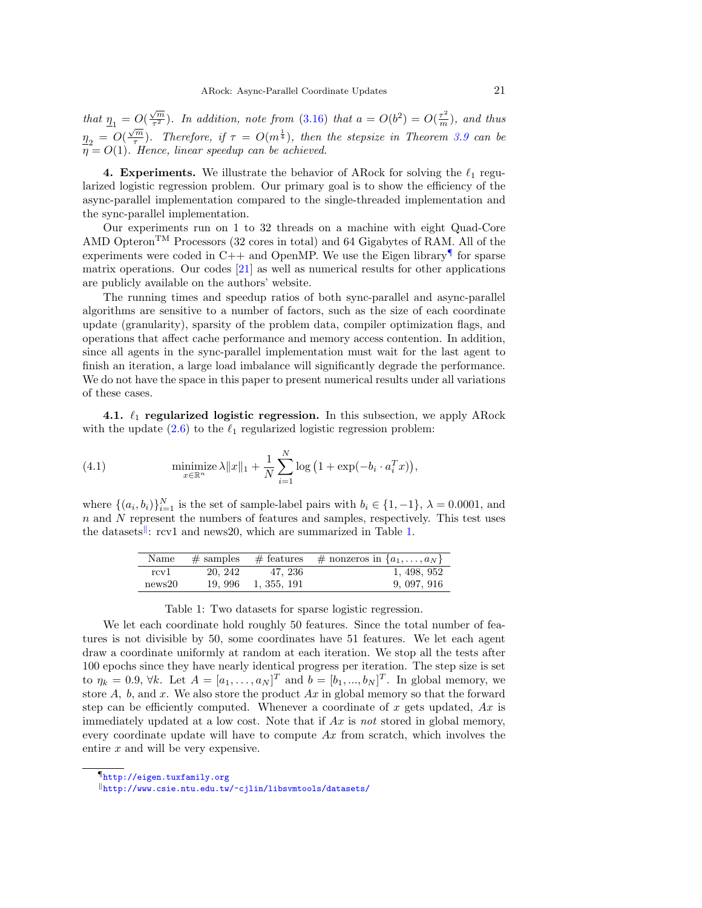*that* $\underline{\eta}_1 = O(\frac{\sqrt{m}}{\tau^2})$. *In addition, note from* (3.16) *that* $a = O(b^2) = O(\frac{\tau^2}{m})$, *and thus* $\underline{\eta}_2 = O(\frac{\sqrt{m}}{\tau})$. *Therefore, if* $\tau = O(m^{\frac{1}{4}})$, *then the stepsize in Theorem 3.9 can be* $\eta = O(1)$. *Hence, linear speedup can be achieved.*

## 4. Experiments.

We illustrate the behavior of ARock for solving the $\ell_1$ regularized logistic regression problem. Our primary goal is to show the efficiency of the async-parallel implementation compared to the single-threaded implementation and the sync-parallel implementation.

Our experiments run on 1 to 32 threads on a machine with eight Quad-Core AMD Opteron™ Processors (32 cores in total) and 64 Gigabytes of RAM. All of the experiments were coded in C++ and OpenMP. We use the Eigen library[¶] for sparse matrix operations. Our codes [21] as well as numerical results for other applications are publicly available on the authors' website.

The running times and speedup ratios of both sync-parallel and async-parallel algorithms are sensitive to a number of factors, such as the size of each coordinate update (granularity), sparsity of the problem data, compiler optimization flags, and operations that affect cache performance and memory access contention. In addition, since all agents in the sync-parallel implementation must wait for the last agent to finish an iteration, a large load imbalance will significantly degrade the performance. We do not have the space in this paper to present numerical results under all variations of these cases.

### 4.1. $\ell_1$ regularized logistic regression.

In this subsection, we apply ARock with the update (2.6) to the $\ell_1$ regularized logistic regression problem:

$$\underset{x \in \mathbb{R}^n}{\text{minimize}}\ \lambda \|x\|_1 + \frac{1}{N} \sum_{i=1}^{N} \log\left(1 + \exp(-b_i \cdot a_i^T x)\right), \tag{4.1}$$

where $\{(a_i, b_i)\}_{i=1}^N$ is the set of sample-label pairs with $b_i \in \{1, -1\}$, $\lambda = 0.0001$, and $n$ and $N$ represent the numbers of features and samples, respectively. This test uses the datasets[‖]: rcv1 and news20, which are summarized in Table 1.

| Name | # samples | # features | # nonzeros in $\{a_1, \ldots, a_N\}$ |
|---|---|---|---|
| rcv1 | 20, 242 | 47, 236 | 1, 498, 952 |
| news20 | 19, 996 | 1, 355, 191 | 9, 097, 916 |

Table 1: Two datasets for sparse logistic regression.

We let each coordinate hold roughly 50 features. Since the total number of features is not divisible by 50, some coordinates have 51 features. We let each agent draw a coordinate uniformly at random at each iteration. We stop all the tests after 100 epochs since they have nearly identical progress per iteration. The step size is set to $\eta_k = 0.9$, $\forall k$. Let $A = [a_1, \ldots, a_N]^T$ and $b = [b_1, \ldots, b_N]^T$. In global memory, we store $A$, $b$, and $x$. We also store the product $Ax$ in global memory so that the forward step can be efficiently computed. Whenever a coordinate of $x$ gets updated, $Ax$ is immediately updated at a low cost. Note that if $Ax$ is *not* stored in global memory, every coordinate update will have to compute $Ax$ from scratch, which involves the entire $x$ and will be very expensive.

[¶] http://eigen.tuxfamily.org

[‖] http://www.csie.ntu.edu.tw/~cjlin/libsvmtools/datasets/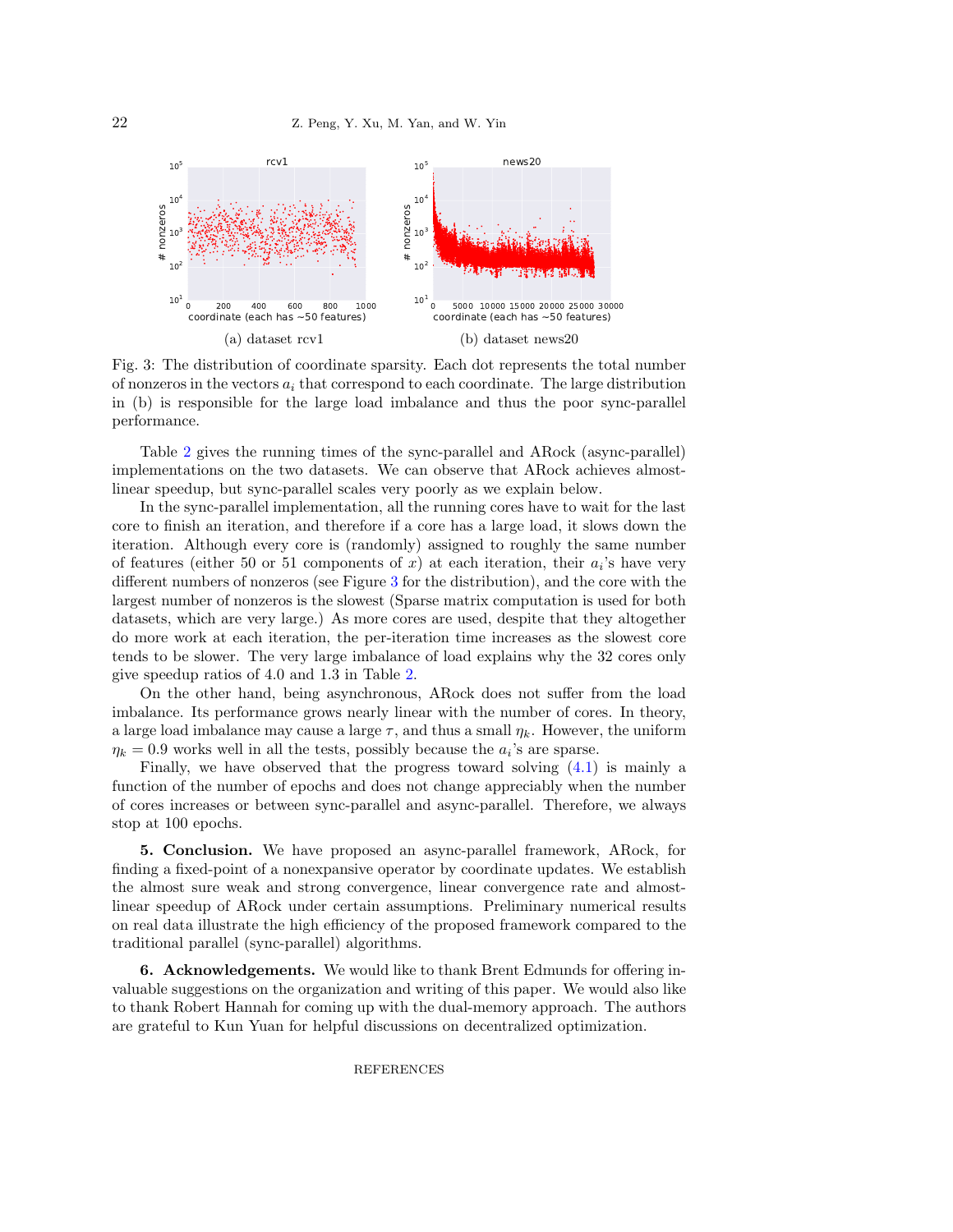(a) dataset rcv1

(b) dataset news20

Fig. 3: The distribution of coordinate sparsity. Each dot represents the total number of nonzeros in the vectors $a_i$ that correspond to each coordinate. The large distribution in (b) is responsible for the large load imbalance and thus the poor sync-parallel performance.

Table 2 gives the running times of the sync-parallel and ARock (async-parallel) implementations on the two datasets. We can observe that ARock achieves almost-linear speedup, but sync-parallel scales very poorly as we explain below.

In the sync-parallel implementation, all the running cores have to wait for the last core to finish an iteration, and therefore if a core has a large load, it slows down the iteration. Although every core is (randomly) assigned to roughly the same number of features (either 50 or 51 components of $x$) at each iteration, their $a_i$'s have very different numbers of nonzeros (see Figure 3 for the distribution), and the core with the largest number of nonzeros is the slowest (Sparse matrix computation is used for both datasets, which are very large.) As more cores are used, despite that they altogether do more work at each iteration, the per-iteration time increases as the slowest core tends to be slower. The very large imbalance of load explains why the 32 cores only give speedup ratios of 4.0 and 1.3 in Table 2.

On the other hand, being asynchronous, ARock does not suffer from the load imbalance. Its performance grows nearly linear with the number of cores. In theory, a large load imbalance may cause a large $\tau$, and thus a small $\eta_k$. However, the uniform $\eta_k = 0.9$ works well in all the tests, possibly because the $a_i$'s are sparse.

Finally, we have observed that the progress toward solving (4.1) is mainly a function of the number of epochs and does not change appreciably when the number of cores increases or between sync-parallel and async-parallel. Therefore, we always stop at 100 epochs.

## 5. Conclusion.

We have proposed an async-parallel framework, ARock, for finding a fixed-point of a nonexpansive operator by coordinate updates. We establish the almost sure weak and strong convergence, linear convergence rate and almost-linear speedup of ARock under certain assumptions. Preliminary numerical results on real data illustrate the high efficiency of the proposed framework compared to the traditional parallel (sync-parallel) algorithms.

## 6. Acknowledgements.

We would like to thank Brent Edmunds for offering invaluable suggestions on the organization and writing of this paper. We would also like to thank Robert Hannah for coming up with the dual-memory approach. The authors are grateful to Kun Yuan for helpful discussions on decentralized optimization.

## REFERENCES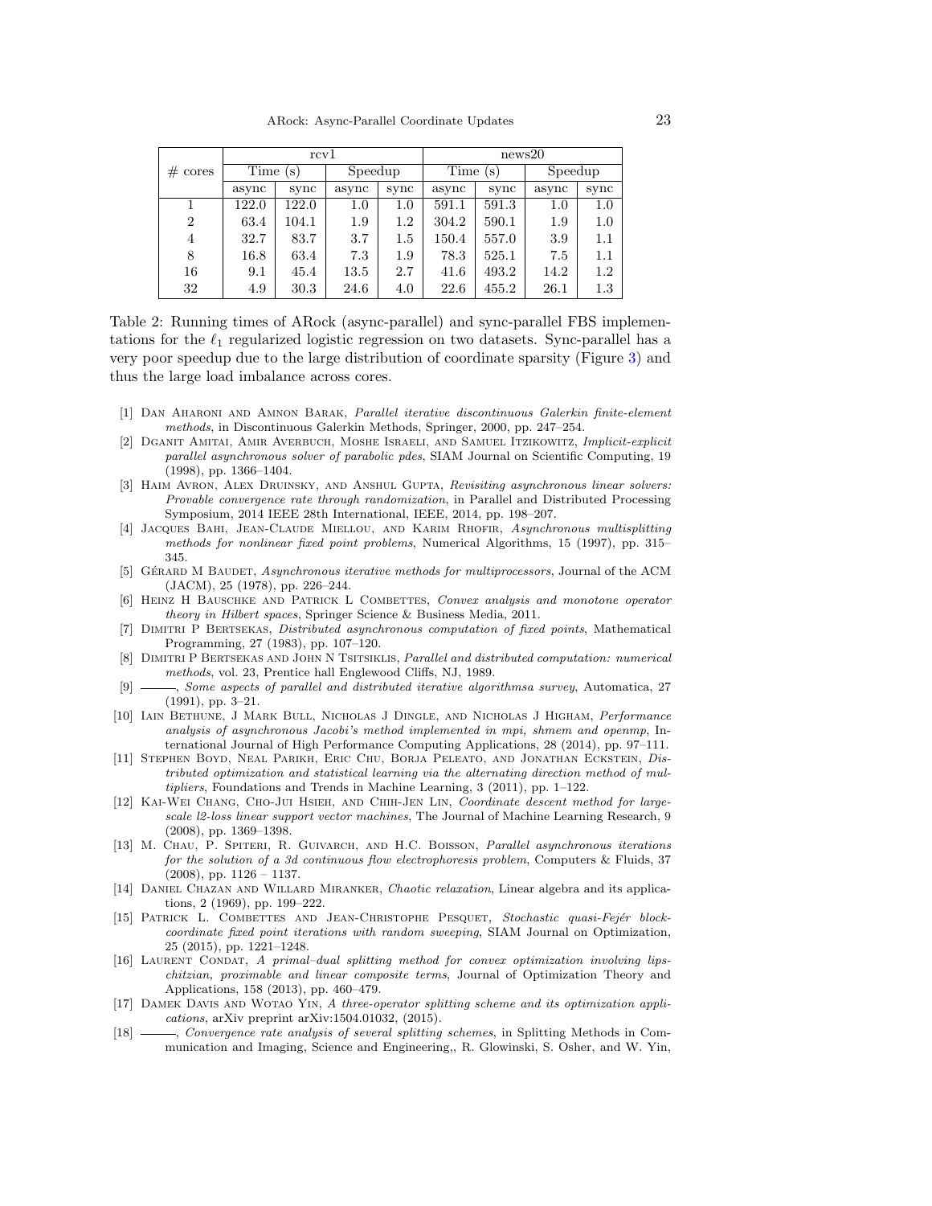| # cores | rcv1 | | | | news20 | | | |
|---|---|---|---|---|---|---|---|---|
| | Time (s) | | Speedup | | Time (s) | | Speedup | |
| | async | sync | async | sync | async | sync | async | sync |
| 1 | 122.0 | 122.0 | 1.0 | 1.0 | 591.1 | 591.3 | 1.0 | 1.0 |
| 2 | 63.4 | 104.1 | 1.9 | 1.2 | 304.2 | 590.1 | 1.9 | 1.0 |
| 4 | 32.7 | 83.7 | 3.7 | 1.5 | 150.4 | 557.0 | 3.9 | 1.1 |
| 8 | 16.8 | 63.4 | 7.3 | 1.9 | 78.3 | 525.1 | 7.5 | 1.1 |
| 16 | 9.1 | 45.4 | 13.5 | 2.7 | 41.6 | 493.2 | 14.2 | 1.2 |
| 32 | 4.9 | 30.3 | 24.6 | 4.0 | 22.6 | 455.2 | 26.1 | 1.3 |

Table 2: Running times of ARock (async-parallel) and sync-parallel FBS implementations for the $\ell_1$ regularized logistic regression on two datasets. Sync-parallel has a very poor speedup due to the large distribution of coordinate sparsity (Figure 3) and thus the large load imbalance across cores.

[1] Dan Aharoni and Amnon Barak, *Parallel iterative discontinuous Galerkin finite-element methods*, in Discontinuous Galerkin Methods, Springer, 2000, pp. 247–254.

[2] Dganit Amitai, Amir Averbuch, Moshe Israeli, and Samuel Itzikowitz, *Implicit-explicit parallel asynchronous solver of parabolic pdes*, SIAM Journal on Scientific Computing, 19 (1998), pp. 1366–1404.

[3] Haim Avron, Alex Druinsky, and Anshul Gupta, *Revisiting asynchronous linear solvers: Provable convergence rate through randomization*, in Parallel and Distributed Processing Symposium, 2014 IEEE 28th International, IEEE, 2014, pp. 198–207.

[4] Jacques Bahi, Jean-Claude Miellou, and Karim Rhofir, *Asynchronous multisplitting methods for nonlinear fixed point problems*, Numerical Algorithms, 15 (1997), pp. 315–345.

[5] Gérard M Baudet, *Asynchronous iterative methods for multiprocessors*, Journal of the ACM (JACM), 25 (1978), pp. 226–244.

[6] Heinz H Bauschke and Patrick L Combettes, *Convex analysis and monotone operator theory in Hilbert spaces*, Springer Science & Business Media, 2011.

[7] Dimitri P Bertsekas, *Distributed asynchronous computation of fixed points*, Mathematical Programming, 27 (1983), pp. 107–120.

[8] Dimitri P Bertsekas and John N Tsitsiklis, *Parallel and distributed computation: numerical methods*, vol. 23, Prentice hall Englewood Cliffs, NJ, 1989.

[9] ———, *Some aspects of parallel and distributed iterative algorithmsa survey*, Automatica, 27 (1991), pp. 3–21.

[10] Iain Bethune, J Mark Bull, Nicholas J Dingle, and Nicholas J Higham, *Performance analysis of asynchronous Jacobi's method implemented in mpi, shmem and openmp*, International Journal of High Performance Computing Applications, 28 (2014), pp. 97–111.

[11] Stephen Boyd, Neal Parikh, Eric Chu, Borja Peleato, and Jonathan Eckstein, *Distributed optimization and statistical learning via the alternating direction method of multipliers*, Foundations and Trends in Machine Learning, 3 (2011), pp. 1–122.

[12] Kai-Wei Chang, Cho-Jui Hsieh, and Chih-Jen Lin, *Coordinate descent method for large-scale l2-loss linear support vector machines*, The Journal of Machine Learning Research, 9 (2008), pp. 1369–1398.

[13] M. Chau, P. Spiteri, R. Guivarch, and H.C. Boisson, *Parallel asynchronous iterations for the solution of a 3d continuous flow electrophoresis problem*, Computers & Fluids, 37 (2008), pp. 1126 – 1137.

[14] Daniel Chazan and Willard Miranker, *Chaotic relaxation*, Linear algebra and its applications, 2 (1969), pp. 199–222.

[15] Patrick L. Combettes and Jean-Christophe Pesquet, *Stochastic quasi-Fejér block-coordinate fixed point iterations with random sweeping*, SIAM Journal on Optimization, 25 (2015), pp. 1221–1248.

[16] Laurent Condat, *A primal–dual splitting method for convex optimization involving lipschitzian, proximable and linear composite terms*, Journal of Optimization Theory and Applications, 158 (2013), pp. 460–479.

[17] Damek Davis and Wotao Yin, *A three-operator splitting scheme and its optimization applications*, arXiv preprint arXiv:1504.01032, (2015).

[18] ———, *Convergence rate analysis of several splitting schemes*, in Splitting Methods in Communication and Imaging, Science and Engineering,, R. Glowinski, S. Osher, and W. Yin,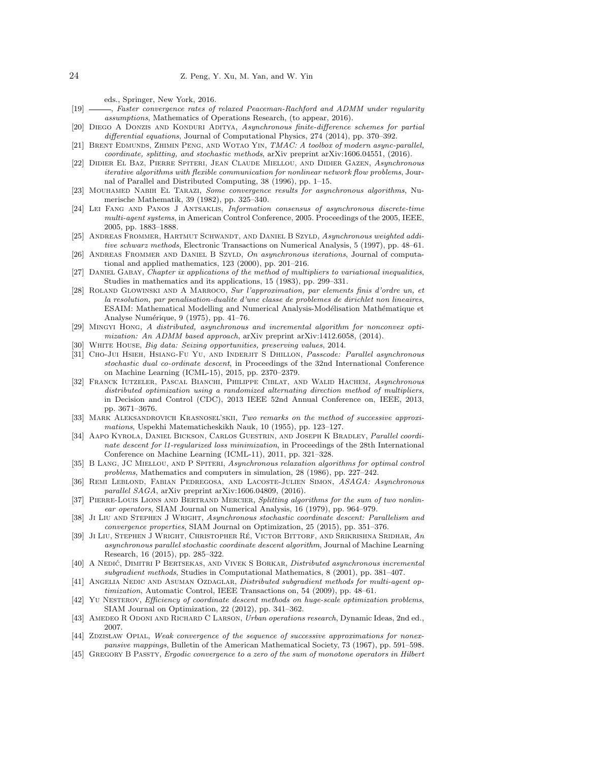eds., Springer, New York, 2016.

[19] ———, *Faster convergence rates of relaxed Peaceman-Rachford and ADMM under regularity assumptions*, Mathematics of Operations Research, (to appear, 2016).

[20] Diego A Donzis and Konduri Aditya, *Asynchronous finite-difference schemes for partial differential equations*, Journal of Computational Physics, 274 (2014), pp. 370–392.

[21] Brent Edmunds, Zhimin Peng, and Wotao Yin, *TMAC: A toolbox of modern async-parallel, coordinate, splitting, and stochastic methods*, arXiv preprint arXiv:1606.04551, (2016).

[22] Didier El Baz, Pierre Spiteri, Jean Claude Miellou, and Didier Gazen, *Asynchronous iterative algorithms with flexible communication for nonlinear network flow problems*, Journal of Parallel and Distributed Computing, 38 (1996), pp. 1–15.

[23] Mouhamed Nabih El Tarazi, *Some convergence results for asynchronous algorithms*, Numerische Mathematik, 39 (1982), pp. 325–340.

[24] Lei Fang and Panos J Antsaklis, *Information consensus of asynchronous discrete-time multi-agent systems*, in American Control Conference, 2005. Proceedings of the 2005, IEEE, 2005, pp. 1883–1888.

[25] Andreas Frommer, Hartmut Schwandt, and Daniel B Szyld, *Asynchronous weighted additive schwarz methods*, Electronic Transactions on Numerical Analysis, 5 (1997), pp. 48–61.

[26] Andreas Frommer and Daniel B Szyld, *On asynchronous iterations*, Journal of computational and applied mathematics, 123 (2000), pp. 201–216.

[27] Daniel Gabay, *Chapter ix applications of the method of multipliers to variational inequalities*, Studies in mathematics and its applications, 15 (1983), pp. 299–331.

[28] Roland Glowinski and A Marroco, *Sur l'approximation, par elements finis d'ordre un, et la resolution, par penalisation-dualite d'une classe de problemes de dirichlet non lineaires*, ESAIM: Mathematical Modelling and Numerical Analysis-Modélisation Mathématique et Analyse Numérique, 9 (1975), pp. 41–76.

[29] Mingyi Hong, *A distributed, asynchronous and incremental algorithm for nonconvex optimization: An ADMM based approach*, arXiv preprint arXiv:1412.6058, (2014).

[30] White House, *Big data: Seizing opportunities, preserving values*, 2014.

[31] Cho-Jui Hsieh, Hsiang-Fu Yu, and Inderjit S Dhillon, *Passcode: Parallel asynchronous stochastic dual co-ordinate descent*, in Proceedings of the 32nd International Conference on Machine Learning (ICML-15), 2015, pp. 2370–2379.

[32] Franck Iutzeler, Pascal Bianchi, Philippe Ciblat, and Walid Hachem, *Asynchronous distributed optimization using a randomized alternating direction method of multipliers*, in Decision and Control (CDC), 2013 IEEE 52nd Annual Conference on, IEEE, 2013, pp. 3671–3676.

[33] Mark Aleksandrovich Krasnosel'skii, *Two remarks on the method of successive approximations*, Uspekhi Matematicheskikh Nauk, 10 (1955), pp. 123–127.

[34] Aapo Kyrola, Daniel Bickson, Carlos Guestrin, and Joseph K Bradley, *Parallel coordinate descent for l1-regularized loss minimization*, in Proceedings of the 28th International Conference on Machine Learning (ICML-11), 2011, pp. 321–328.

[35] B Lang, JC Miellou, and P Spiteri, *Asynchronous relaxation algorithms for optimal control problems*, Mathematics and computers in simulation, 28 (1986), pp. 227–242.

[36] Remi Leblond, Fabian Pedregosa, and Lacoste-Julien Simon, *ASAGA: Asynchronous parallel SAGA*, arXiv preprint arXiv:1606.04809, (2016).

[37] Pierre-Louis Lions and Bertrand Mercier, *Splitting algorithms for the sum of two nonlinear operators*, SIAM Journal on Numerical Analysis, 16 (1979), pp. 964–979.

[38] Ji Liu and Stephen J Wright, *Asynchronous stochastic coordinate descent: Parallelism and convergence properties*, SIAM Journal on Optimization, 25 (2015), pp. 351–376.

[39] Ji Liu, Stephen J Wright, Christopher Ré, Victor Bittorf, and Srikrishna Sridhar, *An asynchronous parallel stochastic coordinate descent algorithm*, Journal of Machine Learning Research, 16 (2015), pp. 285–322.

[40] A Nedić, Dimitri P Bertsekas, and Vivek S Borkar, *Distributed asynchronous incremental subgradient methods*, Studies in Computational Mathematics, 8 (2001), pp. 381–407.

[41] Angelia Nedic and Asuman Ozdaglar, *Distributed subgradient methods for multi-agent optimization*, Automatic Control, IEEE Transactions on, 54 (2009), pp. 48–61.

[42] Yu Nesterov, *Efficiency of coordinate descent methods on huge-scale optimization problems*, SIAM Journal on Optimization, 22 (2012), pp. 341–362.

[43] Amedeo R Odoni and Richard C Larson, *Urban operations research*, Dynamic Ideas, 2nd ed., 2007.

[44] Zdzisław Opial, *Weak convergence of the sequence of successive approximations for nonexpansive mappings*, Bulletin of the American Mathematical Society, 73 (1967), pp. 591–598.

[45] Gregory B Passty, *Ergodic convergence to a zero of the sum of monotone operators in Hilbert*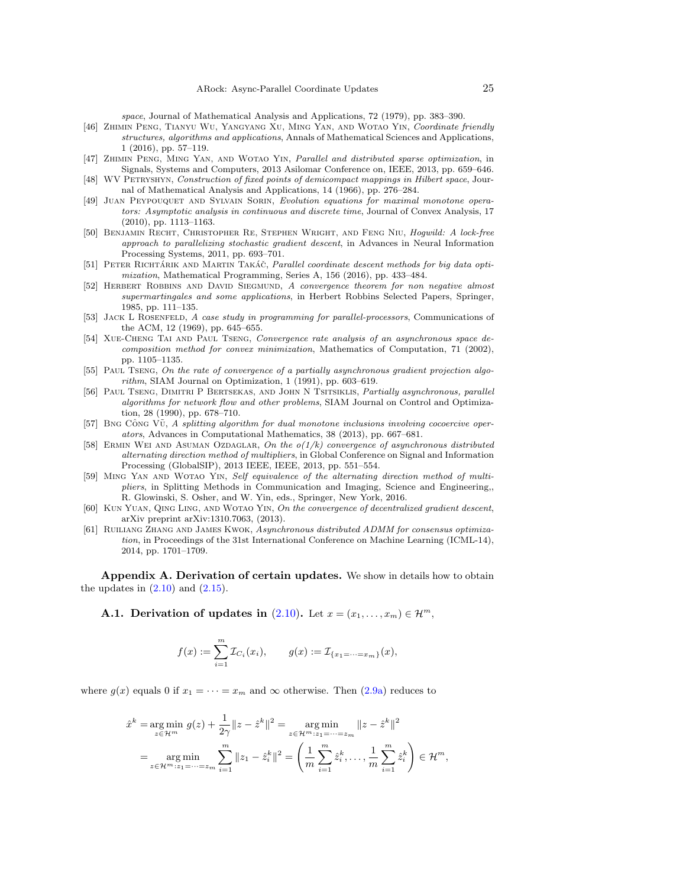*space*, Journal of Mathematical Analysis and Applications, 72 (1979), pp. 383–390.

[46] Zhimin Peng, Tianyu Wu, Yangyang Xu, Ming Yan, and Wotao Yin, *Coordinate friendly structures, algorithms and applications*, Annals of Mathematical Sciences and Applications, 1 (2016), pp. 57–119.

[47] Zhimin Peng, Ming Yan, and Wotao Yin, *Parallel and distributed sparse optimization*, in Signals, Systems and Computers, 2013 Asilomar Conference on, IEEE, 2013, pp. 659–646.

[48] WV Petryshyn, *Construction of fixed points of demicompact mappings in Hilbert space*, Journal of Mathematical Analysis and Applications, 14 (1966), pp. 276–284.

[49] Juan Peypouquet and Sylvain Sorin, *Evolution equations for maximal monotone operators: Asymptotic analysis in continuous and discrete time*, Journal of Convex Analysis, 17 (2010), pp. 1113–1163.

[50] Benjamin Recht, Christopher Re, Stephen Wright, and Feng Niu, *Hogwild: A lock-free approach to parallelizing stochastic gradient descent*, in Advances in Neural Information Processing Systems, 2011, pp. 693–701.

[51] Peter Richtárik and Martin Takáč, *Parallel coordinate descent methods for big data optimization*, Mathematical Programming, Series A, 156 (2016), pp. 433–484.

[52] Herbert Robbins and David Siegmund, *A convergence theorem for non negative almost supermartingales and some applications*, in Herbert Robbins Selected Papers, Springer, 1985, pp. 111–135.

[53] Jack L Rosenfeld, *A case study in programming for parallel-processors*, Communications of the ACM, 12 (1969), pp. 645–655.

[54] Xue-Cheng Tai and Paul Tseng, *Convergence rate analysis of an asynchronous space decomposition method for convex minimization*, Mathematics of Computation, 71 (2002), pp. 1105–1135.

[55] Paul Tseng, *On the rate of convergence of a partially asynchronous gradient projection algorithm*, SIAM Journal on Optimization, 1 (1991), pp. 603–619.

[56] Paul Tseng, Dimitri P Bertsekas, and John N Tsitsiklis, *Partially asynchronous, parallel algorithms for network flow and other problems*, SIAM Journal on Control and Optimization, 28 (1990), pp. 678–710.

[57] Bng Công Vũ, *A splitting algorithm for dual monotone inclusions involving cocoercive operators*, Advances in Computational Mathematics, 38 (2013), pp. 667–681.

[58] Ermin Wei and Asuman Ozdaglar, *On the o(1/k) convergence of asynchronous distributed alternating direction method of multipliers*, in Global Conference on Signal and Information Processing (GlobalSIP), 2013 IEEE, IEEE, 2013, pp. 551–554.

[59] Ming Yan and Wotao Yin, *Self equivalence of the alternating direction method of multipliers*, in Splitting Methods in Communication and Imaging, Science and Engineering,, R. Glowinski, S. Osher, and W. Yin, eds., Springer, New York, 2016.

[60] Kun Yuan, Qing Ling, and Wotao Yin, *On the convergence of decentralized gradient descent*, arXiv preprint arXiv:1310.7063, (2013).

[61] Ruiliang Zhang and James Kwok, *Asynchronous distributed ADMM for consensus optimization*, in Proceedings of the 31st International Conference on Machine Learning (ICML-14), 2014, pp. 1701–1709.

## Appendix A. Derivation of certain updates.

We show in details how to obtain the updates in (2.10) and (2.15).

### A.1. Derivation of updates in (2.10).

Let $x = (x_1, \dots, x_m) \in \mathcal{H}^m$,

$$f(x) := \sum_{i=1}^{m} \mathcal{I}_{C_i}(x_i), \qquad g(x) := \mathcal{I}_{\{x_1 = \cdots = x_m\}}(x),$$

where $g(x)$ equals 0 if $x_1 = \cdots = x_m$ and $\infty$ otherwise. Then (2.9a) reduces to

$$\begin{aligned}
\hat{x}^k &= \operatorname*{arg\,min}_{z \in \mathcal{H}^m} g(z) + \frac{1}{2\gamma}\|z - \hat{z}^k\|^2 = \operatorname*{arg\,min}_{z \in \mathcal{H}^m : z_1 = \cdots = z_m} \|z - \hat{z}^k\|^2 \\
&= \operatorname*{arg\,min}_{z \in \mathcal{H}^m : z_1 = \cdots = z_m} \sum_{i=1}^{m} \|z_1 - \hat{z}_i^k\|^2 = \left( \frac{1}{m}\sum_{i=1}^{m} \hat{z}_i^k, \dots, \frac{1}{m}\sum_{i=1}^{m} \hat{z}_i^k \right) \in \mathcal{H}^m,
\end{aligned}$$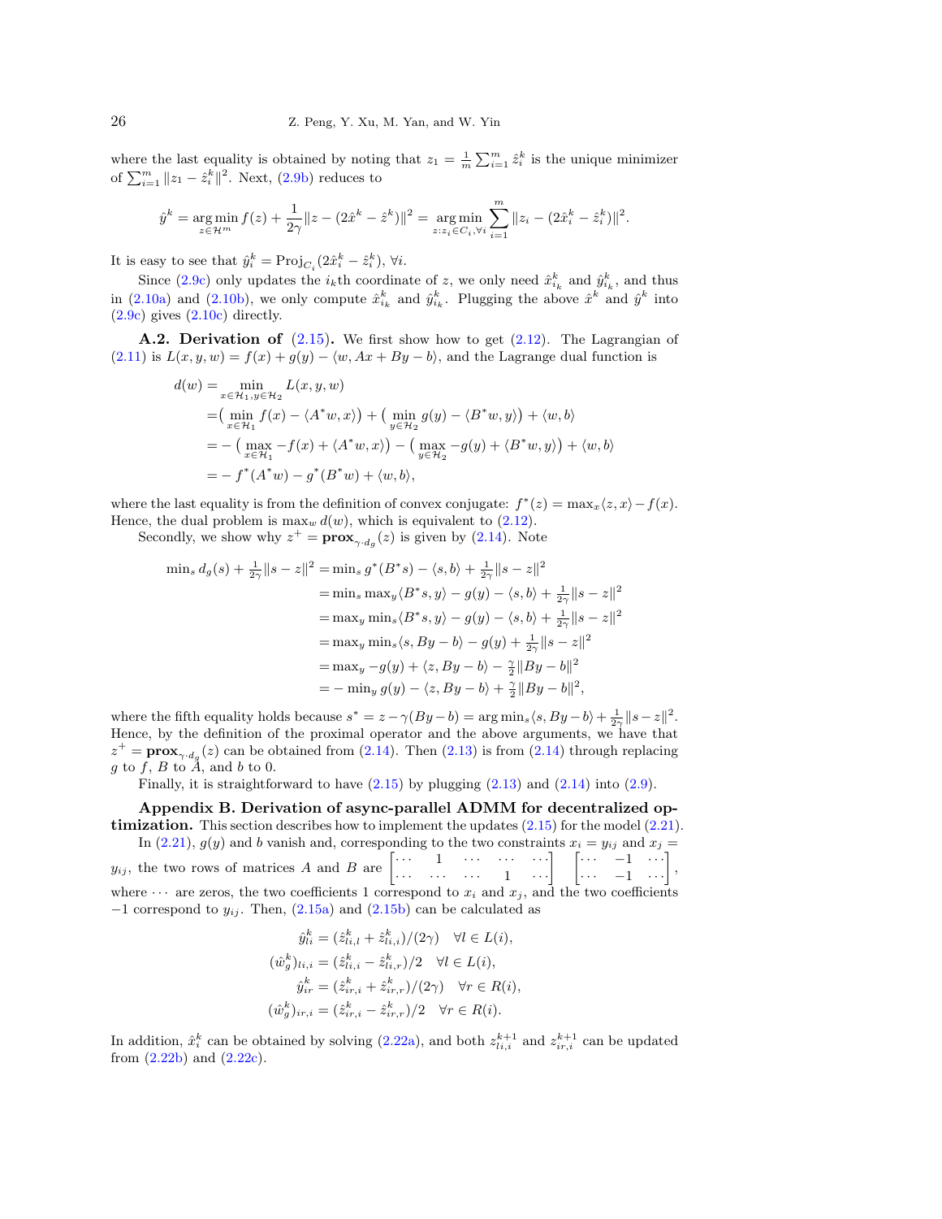where the last equality is obtained by noting that $z_1 = \frac{1}{m}\sum_{i=1}^m \hat{z}_i^k$ is the unique minimizer of $\sum_{i=1}^m \|z_1 - \hat{z}_i^k\|^2$. Next, (2.9b) reduces to

$$\hat{y}^k = \underset{z\in\mathcal{H}^m}{\arg\min}\, f(z) + \frac{1}{2\gamma}\|z - (2\hat{x}^k - \hat{z}^k)\|^2 = \underset{z: z_i \in C_i, \forall i}{\arg\min} \sum_{i=1}^m \|z_i - (2\hat{x}_i^k - \hat{z}_i^k)\|^2.$$

It is easy to see that $\hat{y}_i^k = \mathrm{Proj}_{C_i}(2\hat{x}_i^k - \hat{z}_i^k)$, $\forall i$.

Since (2.9c) only updates the $i_k$th coordinate of $z$, we only need $\hat{x}_{i_k}^k$ and $\hat{y}_{i_k}^k$, and thus in (2.10a) and (2.10b), we only compute $\hat{x}_{i_k}^k$ and $\hat{y}_{i_k}^k$. Plugging the above $\hat{x}^k$ and $\hat{y}^k$ into (2.9c) gives (2.10c) directly.

**A.2. Derivation of (2.15).** We first show how to get (2.12). The Lagrangian of (2.11) is $L(x,y,w) = f(x) + g(y) - \langle w, Ax + By - b\rangle$, and the Lagrange dual function is

$$\begin{aligned}
d(w) &= \min_{x\in\mathcal{H}_1, y\in\mathcal{H}_2} L(x,y,w)\\
&= \big(\min_{x\in\mathcal{H}_1} f(x) - \langle A^*w, x\rangle\big) + \big(\min_{y\in\mathcal{H}_2} g(y) - \langle B^*w, y\rangle\big) + \langle w, b\rangle\\
&= -\big(\max_{x\in\mathcal{H}_1} -f(x) + \langle A^*w, x\rangle\big) - \big(\max_{y\in\mathcal{H}_2} -g(y) + \langle B^*w, y\rangle\big) + \langle w, b\rangle\\
&= -f^*(A^*w) - g^*(B^*w) + \langle w, b\rangle,
\end{aligned}$$

where the last equality is from the definition of convex conjugate: $f^*(z) = \max_x \langle z, x\rangle - f(x)$. Hence, the dual problem is $\max_w d(w)$, which is equivalent to (2.12).

Secondly, we show why $z^+ = \mathbf{prox}_{\gamma\cdot d_g}(z)$ is given by (2.14). Note

$$\begin{aligned}
\min_s d_g(s) + \tfrac{1}{2\gamma}\|s - z\|^2 &= \min_s g^*(B^*s) - \langle s, b\rangle + \tfrac{1}{2\gamma}\|s - z\|^2\\
&= \min_s \max_y \langle B^*s, y\rangle - g(y) - \langle s, b\rangle + \tfrac{1}{2\gamma}\|s - z\|^2\\
&= \max_y \min_s \langle B^*s, y\rangle - g(y) - \langle s, b\rangle + \tfrac{1}{2\gamma}\|s - z\|^2\\
&= \max_y \min_s \langle s, By - b\rangle - g(y) + \tfrac{1}{2\gamma}\|s - z\|^2\\
&= \max_y -g(y) + \langle z, By - b\rangle - \tfrac{\gamma}{2}\|By - b\|^2\\
&= -\min_y g(y) - \langle z, By - b\rangle + \tfrac{\gamma}{2}\|By - b\|^2,
\end{aligned}$$

where the fifth equality holds because $s^* = z - \gamma(By - b) = \arg\min_s \langle s, By - b\rangle + \frac{1}{2\gamma}\|s - z\|^2$. Hence, by the definition of the proximal operator and the above arguments, we have that $z^+ = \mathbf{prox}_{\gamma\cdot d_g}(z)$ can be obtained from (2.14). Then (2.13) is from (2.14) through replacing $g$ to $f$, $B$ to $A$, and $b$ to 0.

Finally, it is straightforward to have (2.15) by plugging (2.13) and (2.14) into (2.9).

## Appendix B. Derivation of async-parallel ADMM for decentralized optimization.

This section describes how to implement the updates (2.15) for the model (2.21).

In (2.21), $g(y)$ and $b$ vanish and, corresponding to the two constraints $x_i = y_{ij}$ and $x_j = y_{ij}$, the two rows of matrices $A$ and $B$ are $\begin{bmatrix} \cdots & 1 & \cdots & \cdots & \cdots \\ \cdots & \cdots & \cdots & 1 & \cdots \end{bmatrix}$ $\begin{bmatrix} \cdots & -1 & \cdots \\ \cdots & -1 & \cdots \end{bmatrix}$, where $\cdots$ are zeros, the two coefficients 1 correspond to $x_i$ and $x_j$, and the two coefficients $-1$ correspond to $y_{ij}$. Then, (2.15a) and (2.15b) can be calculated as

$$\begin{aligned}
\hat{y}_{li}^k &= (\hat{z}_{li,l}^k + \hat{z}_{li,i}^k)/(2\gamma) \quad \forall l \in L(i),\\
(\hat{w}_g^k)_{li,i} &= (\hat{z}_{li,i}^k - \hat{z}_{li,r}^k)/2 \quad \forall l \in L(i),\\
\hat{y}_{ir}^k &= (\hat{z}_{ir,i}^k + \hat{z}_{ir,r}^k)/(2\gamma) \quad \forall r \in R(i),\\
(\hat{w}_g^k)_{ir,i} &= (\hat{z}_{ir,i}^k - \hat{z}_{ir,r}^k)/2 \quad \forall r \in R(i).
\end{aligned}$$

In addition, $\hat{x}_i^k$ can be obtained by solving (2.22a), and both $z_{li,i}^{k+1}$ and $z_{ir,i}^{k+1}$ can be updated from (2.22b) and (2.22c).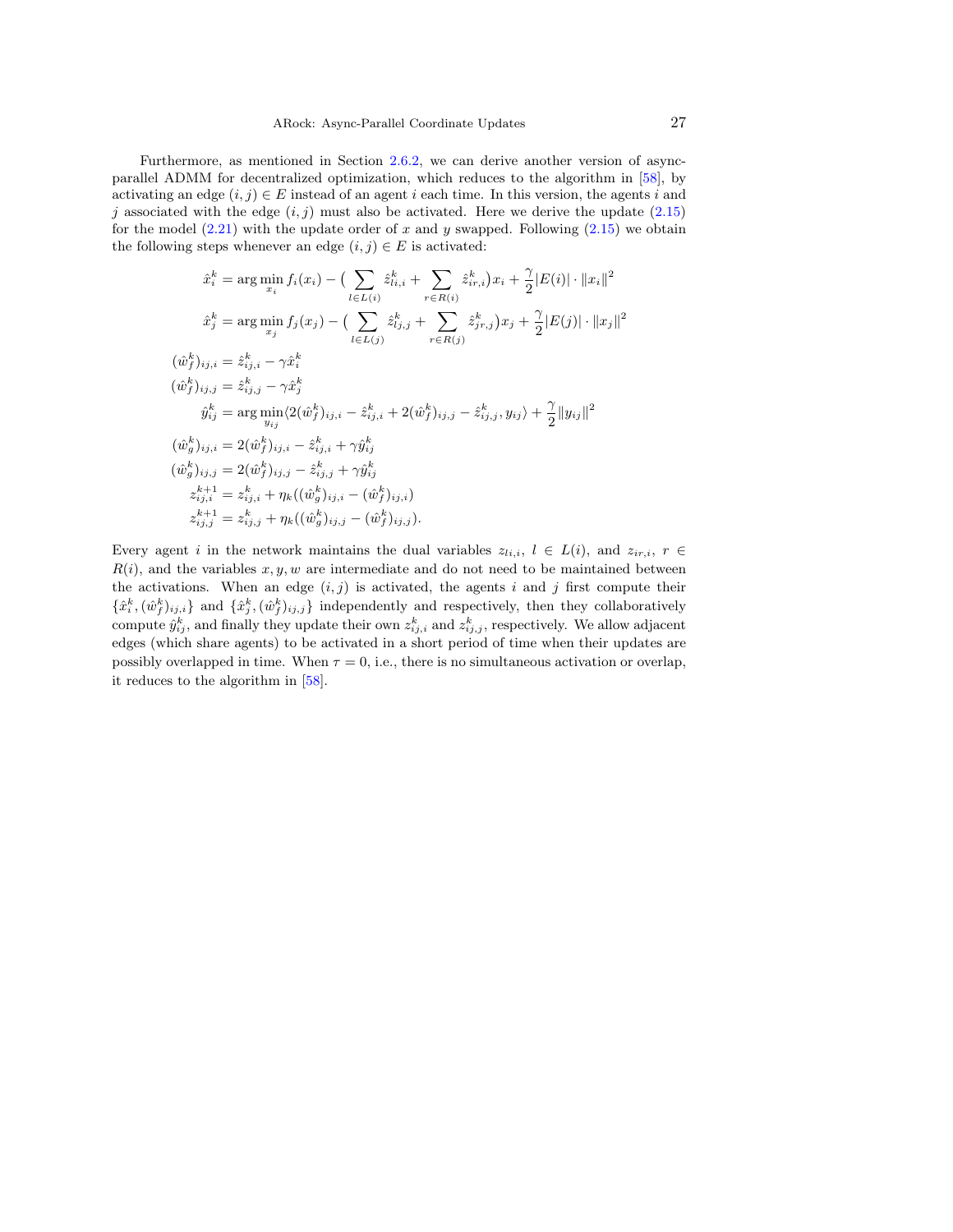Furthermore, as mentioned in Section 2.6.2, we can derive another version of async-parallel ADMM for decentralized optimization, which reduces to the algorithm in [58], by activating an edge $(i,j) \in E$ instead of an agent $i$ each time. In this version, the agents $i$ and $j$ associated with the edge $(i,j)$ must also be activated. Here we derive the update (2.15) for the model (2.21) with the update order of $x$ and $y$ swapped. Following (2.15) we obtain the following steps whenever an edge $(i,j) \in E$ is activated:

$$
\begin{aligned}
\hat{x}_i^k &= \arg\min_{x_i} f_i(x_i) - \Big(\sum_{l \in L(i)} \hat{z}_{li,i}^k + \sum_{r \in R(i)} \hat{z}_{ir,i}^k\Big) x_i + \frac{\gamma}{2}|E(i)| \cdot \|x_i\|^2 \\
\hat{x}_j^k &= \arg\min_{x_j} f_j(x_j) - \Big(\sum_{l \in L(j)} \hat{z}_{lj,j}^k + \sum_{r \in R(j)} \hat{z}_{jr,j}^k\Big) x_j + \frac{\gamma}{2}|E(j)| \cdot \|x_j\|^2 \\
(\hat{w}_f^k)_{ij,i} &= \hat{z}_{ij,i}^k - \gamma \hat{x}_i^k \\
(\hat{w}_f^k)_{ij,j} &= \hat{z}_{ij,j}^k - \gamma \hat{x}_j^k \\
\hat{y}_{ij}^k &= \arg\min_{y_{ij}} \langle 2(\hat{w}_f^k)_{ij,i} - \hat{z}_{ij,i}^k + 2(\hat{w}_f^k)_{ij,j} - \hat{z}_{ij,j}^k, y_{ij} \rangle + \frac{\gamma}{2}\|y_{ij}\|^2 \\
(\hat{w}_g^k)_{ij,i} &= 2(\hat{w}_f^k)_{ij,i} - \hat{z}_{ij,i}^k + \gamma \hat{y}_{ij}^k \\
(\hat{w}_g^k)_{ij,j} &= 2(\hat{w}_f^k)_{ij,j} - \hat{z}_{ij,j}^k + \gamma \hat{y}_{ij}^k \\
z_{ij,i}^{k+1} &= z_{ij,i}^k + \eta_k((\hat{w}_g^k)_{ij,i} - (\hat{w}_f^k)_{ij,i}) \\
z_{ij,j}^{k+1} &= z_{ij,j}^k + \eta_k((\hat{w}_g^k)_{ij,j} - (\hat{w}_f^k)_{ij,j}).
\end{aligned}
$$

Every agent $i$ in the network maintains the dual variables $z_{li,i}$, $l \in L(i)$, and $z_{ir,i}$, $r \in R(i)$, and the variables $x, y, w$ are intermediate and do not need to be maintained between the activations. When an edge $(i,j)$ is activated, the agents $i$ and $j$ first compute their $\{\hat{x}_i^k, (\hat{w}_f^k)_{ij,i}\}$ and $\{\hat{x}_j^k, (\hat{w}_f^k)_{ij,j}\}$ independently and respectively, then they collaboratively compute $\hat{y}_{ij}^k$, and finally they update their own $z_{ij,i}^k$ and $z_{ij,j}^k$, respectively. We allow adjacent edges (which share agents) to be activated in a short period of time when their updates are possibly overlapped in time. When $\tau = 0$, i.e., there is no simultaneous activation or overlap, it reduces to the algorithm in [58].